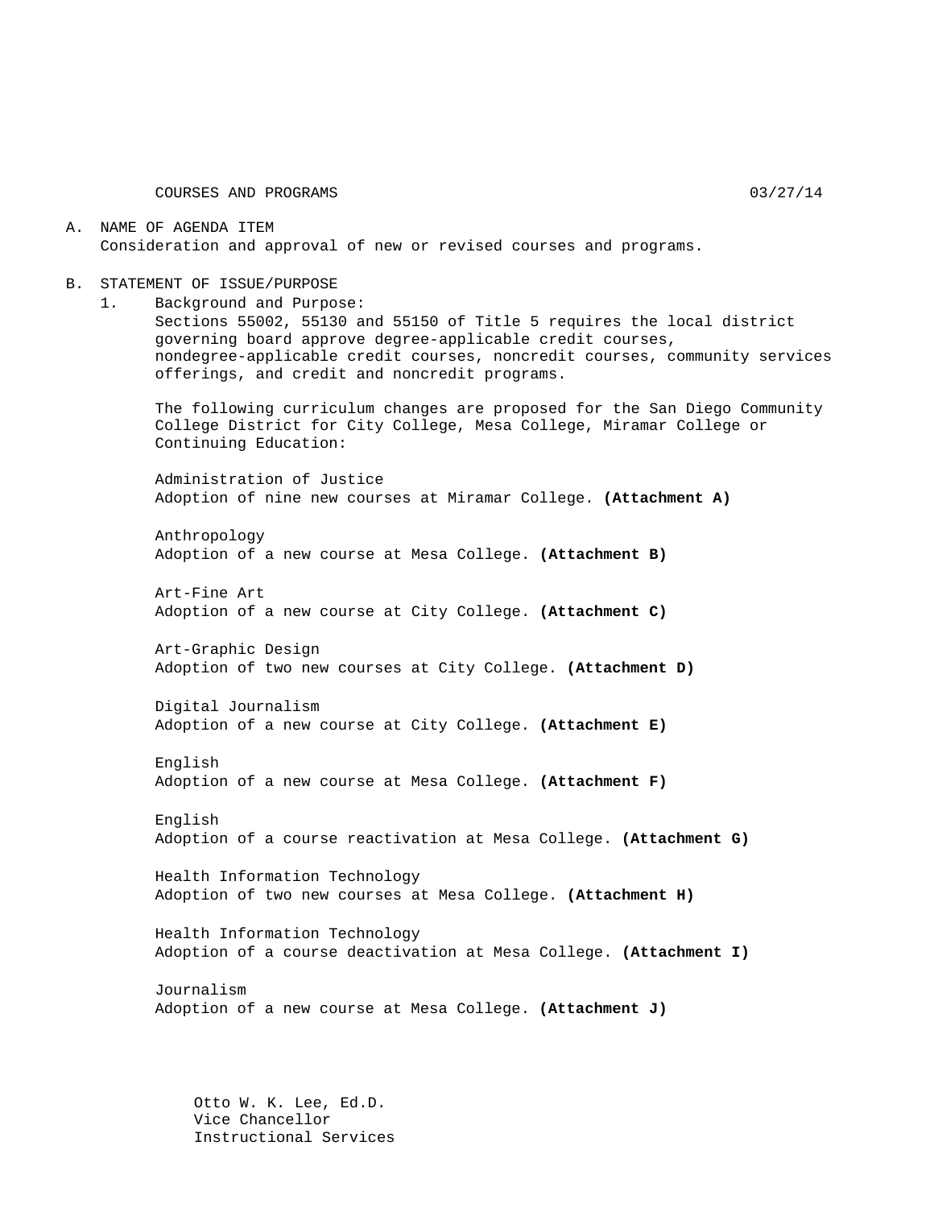COURSES AND PROGRAMS 03/27/14

A. NAME OF AGENDA ITEM
Consideration and approval of new or revised courses and programs.

B. STATEMENT OF ISSUE/PURPOSE

1. Background and Purpose:
Sections 55002, 55130 and 55150 of Title 5 requires the local district governing board approve degree-applicable credit courses, nondegree-applicable credit courses, noncredit courses, community services offerings, and credit and noncredit programs.

The following curriculum changes are proposed for the San Diego Community College District for City College, Mesa College, Miramar College or Continuing Education:

Administration of Justice
Adoption of nine new courses at Miramar College. **(Attachment A)**

Anthropology
Adoption of a new course at Mesa College. **(Attachment B)**

Art-Fine Art
Adoption of a new course at City College. **(Attachment C)**

Art-Graphic Design
Adoption of two new courses at City College. **(Attachment D)**

Digital Journalism
Adoption of a new course at City College. **(Attachment E)**

English
Adoption of a new course at Mesa College. **(Attachment F)**

English
Adoption of a course reactivation at Mesa College. **(Attachment G)**

Health Information Technology
Adoption of two new courses at Mesa College. **(Attachment H)**

Health Information Technology
Adoption of a course deactivation at Mesa College. **(Attachment I)**

Journalism
Adoption of a new course at Mesa College. **(Attachment J)**

Otto W. K. Lee, Ed.D.
Vice Chancellor
Instructional Services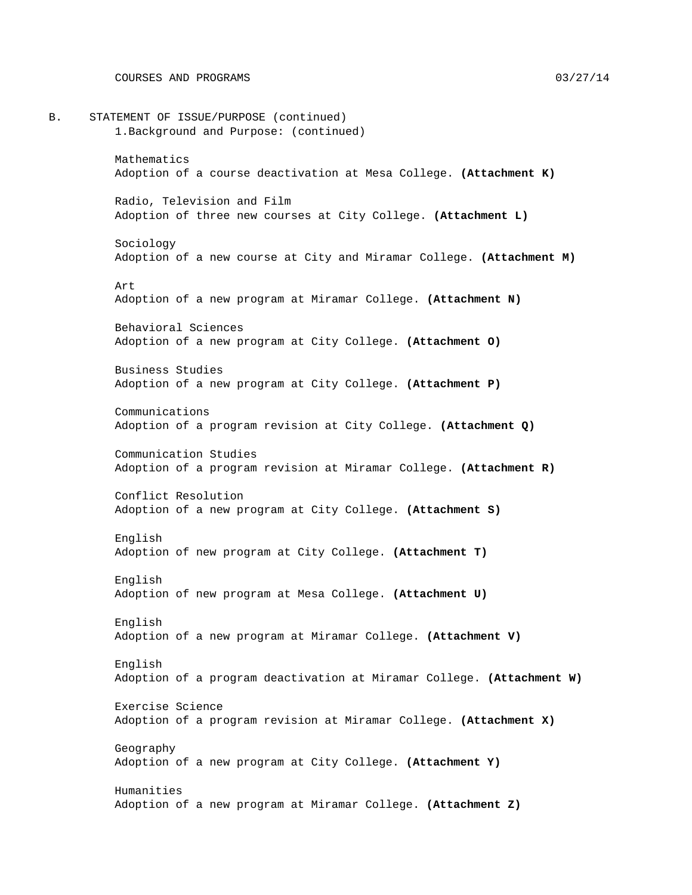B. STATEMENT OF ISSUE/PURPOSE (continued)

1. Background and Purpose: (continued)

Mathematics
Adoption of a course deactivation at Mesa College. **(Attachment K)**

Radio, Television and Film
Adoption of three new courses at City College. **(Attachment L)**

Sociology
Adoption of a new course at City and Miramar College. **(Attachment M)**

Art
Adoption of a new program at Miramar College. **(Attachment N)**

Behavioral Sciences
Adoption of a new program at City College. **(Attachment O)**

Business Studies
Adoption of a new program at City College. **(Attachment P)**

Communications
Adoption of a program revision at City College. **(Attachment Q)**

Communication Studies
Adoption of a program revision at Miramar College. **(Attachment R)**

Conflict Resolution
Adoption of a new program at City College. **(Attachment S)**

English
Adoption of new program at City College. **(Attachment T)**

English
Adoption of new program at Mesa College. **(Attachment U)**

English
Adoption of a new program at Miramar College. **(Attachment V)**

English
Adoption of a program deactivation at Miramar College. **(Attachment W)**

Exercise Science
Adoption of a program revision at Miramar College. **(Attachment X)**

Geography
Adoption of a new program at City College. **(Attachment Y)**

Humanities
Adoption of a new program at Miramar College. **(Attachment Z)**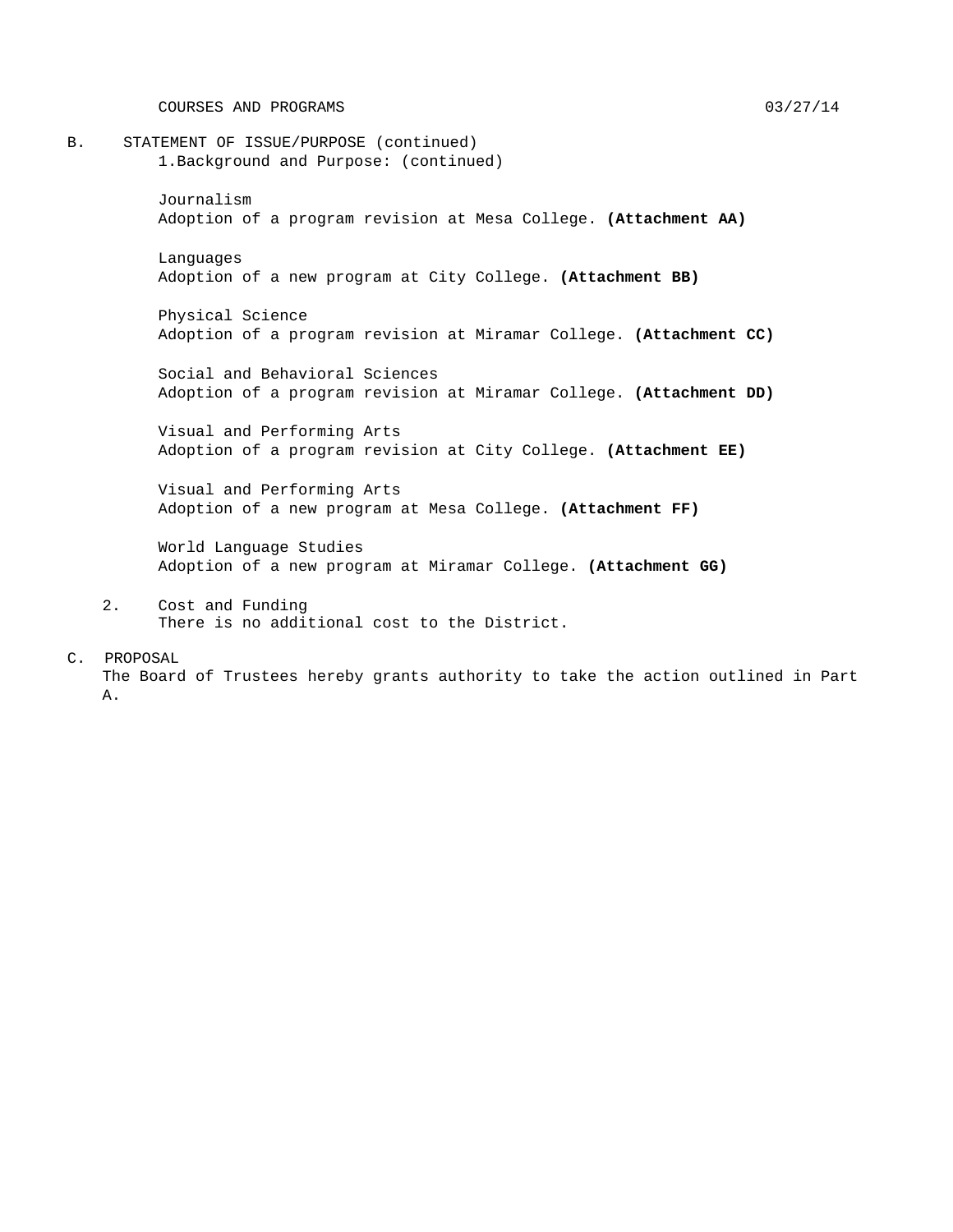B. STATEMENT OF ISSUE/PURPOSE (continued)

1. Background and Purpose: (continued)

Journalism
Adoption of a program revision at Mesa College. **(Attachment AA)**

Languages
Adoption of a new program at City College. **(Attachment BB)**

Physical Science
Adoption of a program revision at Miramar College. **(Attachment CC)**

Social and Behavioral Sciences
Adoption of a program revision at Miramar College. **(Attachment DD)**

Visual and Performing Arts
Adoption of a program revision at City College. **(Attachment EE)**

Visual and Performing Arts
Adoption of a new program at Mesa College. **(Attachment FF)**

World Language Studies
Adoption of a new program at Miramar College. **(Attachment GG)**

2. Cost and Funding
There is no additional cost to the District.

C. PROPOSAL

The Board of Trustees hereby grants authority to take the action outlined in Part A.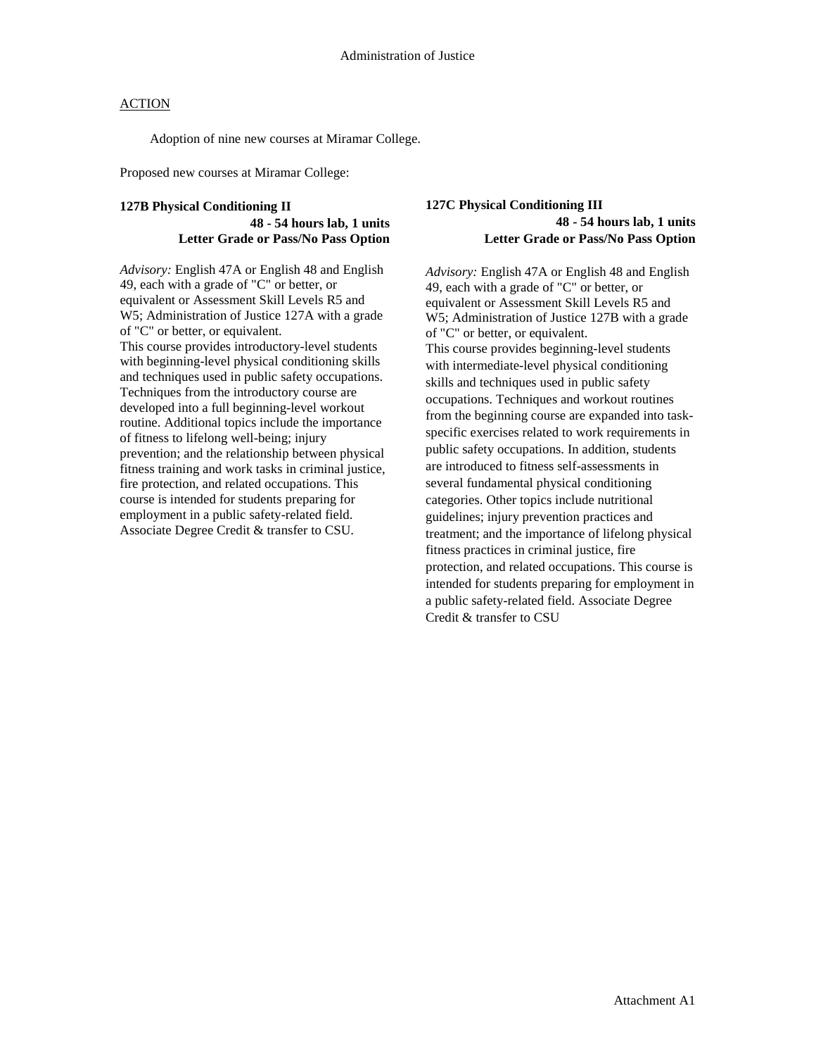Administration of Justice

ACTION

Adoption of nine new courses at Miramar College.

Proposed new courses at Miramar College:

**127B Physical Conditioning II**
**48 - 54 hours lab, 1 units**
**Letter Grade or Pass/No Pass Option**

*Advisory:* English 47A or English 48 and English 49, each with a grade of "C" or better, or equivalent or Assessment Skill Levels R5 and W5; Administration of Justice 127A with a grade of "C" or better, or equivalent.
This course provides introductory-level students with beginning-level physical conditioning skills and techniques used in public safety occupations. Techniques from the introductory course are developed into a full beginning-level workout routine. Additional topics include the importance of fitness to lifelong well-being; injury prevention; and the relationship between physical fitness training and work tasks in criminal justice, fire protection, and related occupations. This course is intended for students preparing for employment in a public safety-related field. Associate Degree Credit & transfer to CSU.

**127C Physical Conditioning III**
**48 - 54 hours lab, 1 units**
**Letter Grade or Pass/No Pass Option**

*Advisory:* English 47A or English 48 and English 49, each with a grade of "C" or better, or equivalent or Assessment Skill Levels R5 and W5; Administration of Justice 127B with a grade of "C" or better, or equivalent.
This course provides beginning-level students with intermediate-level physical conditioning skills and techniques used in public safety occupations. Techniques and workout routines from the beginning course are expanded into task-specific exercises related to work requirements in public safety occupations. In addition, students are introduced to fitness self-assessments in several fundamental physical conditioning categories. Other topics include nutritional guidelines; injury prevention practices and treatment; and the importance of lifelong physical fitness practices in criminal justice, fire protection, and related occupations. This course is intended for students preparing for employment in a public safety-related field. Associate Degree Credit & transfer to CSU

Attachment A1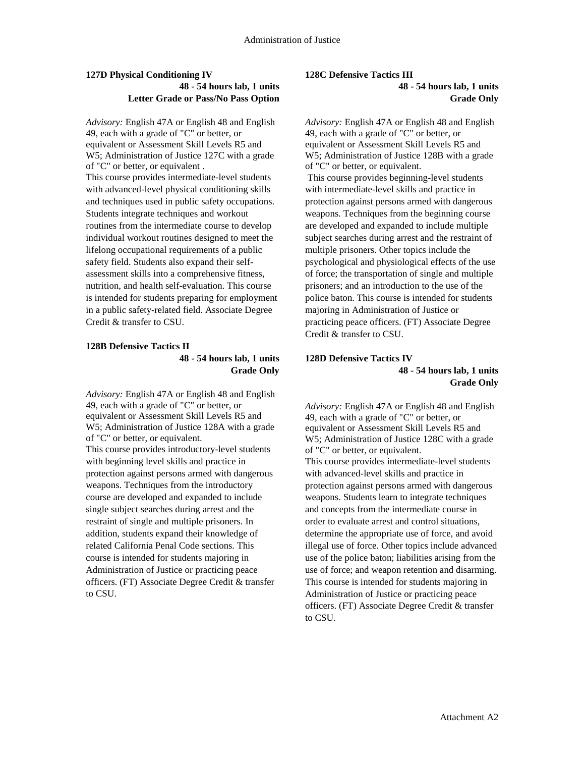### 127D Physical Conditioning IV

**48 - 54 hours lab, 1 units**
**Letter Grade or Pass/No Pass Option**

*Advisory:* English 47A or English 48 and English 49, each with a grade of "C" or better, or equivalent or Assessment Skill Levels R5 and W5; Administration of Justice 127C with a grade of "C" or better, or equivalent .
This course provides intermediate-level students with advanced-level physical conditioning skills and techniques used in public safety occupations. Students integrate techniques and workout routines from the intermediate course to develop individual workout routines designed to meet the lifelong occupational requirements of a public safety field. Students also expand their self-assessment skills into a comprehensive fitness, nutrition, and health self-evaluation. This course is intended for students preparing for employment in a public safety-related field. Associate Degree Credit & transfer to CSU.

### 128B Defensive Tactics II

**48 - 54 hours lab, 1 units**
**Grade Only**

*Advisory:* English 47A or English 48 and English 49, each with a grade of "C" or better, or equivalent or Assessment Skill Levels R5 and W5; Administration of Justice 128A with a grade of "C" or better, or equivalent.
This course provides introductory-level students with beginning level skills and practice in protection against persons armed with dangerous weapons. Techniques from the introductory course are developed and expanded to include single subject searches during arrest and the restraint of single and multiple prisoners. In addition, students expand their knowledge of related California Penal Code sections. This course is intended for students majoring in Administration of Justice or practicing peace officers. (FT) Associate Degree Credit & transfer to CSU.

### 128C Defensive Tactics III

**48 - 54 hours lab, 1 units**
**Grade Only**

*Advisory:* English 47A or English 48 and English 49, each with a grade of "C" or better, or equivalent or Assessment Skill Levels R5 and W5; Administration of Justice 128B with a grade of "C" or better, or equivalent.
This course provides beginning-level students with intermediate-level skills and practice in protection against persons armed with dangerous weapons. Techniques from the beginning course are developed and expanded to include multiple subject searches during arrest and the restraint of multiple prisoners. Other topics include the psychological and physiological effects of the use of force; the transportation of single and multiple prisoners; and an introduction to the use of the police baton. This course is intended for students majoring in Administration of Justice or practicing peace officers. (FT) Associate Degree Credit & transfer to CSU.

### 128D Defensive Tactics IV

**48 - 54 hours lab, 1 units**
**Grade Only**

*Advisory:* English 47A or English 48 and English 49, each with a grade of "C" or better, or equivalent or Assessment Skill Levels R5 and W5; Administration of Justice 128C with a grade of "C" or better, or equivalent.
This course provides intermediate-level students with advanced-level skills and practice in protection against persons armed with dangerous weapons. Students learn to integrate techniques and concepts from the intermediate course in order to evaluate arrest and control situations, determine the appropriate use of force, and avoid illegal use of force. Other topics include advanced use of the police baton; liabilities arising from the use of force; and weapon retention and disarming. This course is intended for students majoring in Administration of Justice or practicing peace officers. (FT) Associate Degree Credit & transfer to CSU.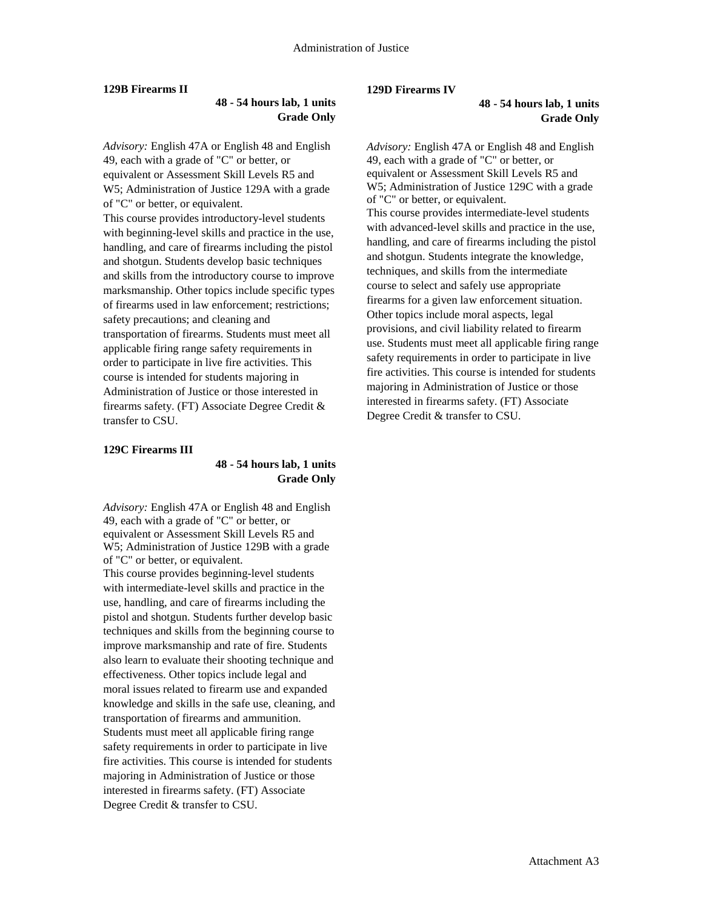**129B Firearms II**

**48 - 54 hours lab, 1 units**
**Grade Only**

*Advisory:* English 47A or English 48 and English 49, each with a grade of "C" or better, or equivalent or Assessment Skill Levels R5 and W5; Administration of Justice 129A with a grade of "C" or better, or equivalent.
This course provides introductory-level students with beginning-level skills and practice in the use, handling, and care of firearms including the pistol and shotgun. Students develop basic techniques and skills from the introductory course to improve marksmanship. Other topics include specific types of firearms used in law enforcement; restrictions; safety precautions; and cleaning and transportation of firearms. Students must meet all applicable firing range safety requirements in order to participate in live fire activities. This course is intended for students majoring in Administration of Justice or those interested in firearms safety. (FT) Associate Degree Credit & transfer to CSU.

**129C Firearms III**

**48 - 54 hours lab, 1 units**
**Grade Only**

*Advisory:* English 47A or English 48 and English 49, each with a grade of "C" or better, or equivalent or Assessment Skill Levels R5 and W5; Administration of Justice 129B with a grade of "C" or better, or equivalent.
This course provides beginning-level students with intermediate-level skills and practice in the use, handling, and care of firearms including the pistol and shotgun. Students further develop basic techniques and skills from the beginning course to improve marksmanship and rate of fire. Students also learn to evaluate their shooting technique and effectiveness. Other topics include legal and moral issues related to firearm use and expanded knowledge and skills in the safe use, cleaning, and transportation of firearms and ammunition. Students must meet all applicable firing range safety requirements in order to participate in live fire activities. This course is intended for students majoring in Administration of Justice or those interested in firearms safety. (FT) Associate Degree Credit & transfer to CSU.

**129D Firearms IV**

**48 - 54 hours lab, 1 units**
**Grade Only**

*Advisory:* English 47A or English 48 and English 49, each with a grade of "C" or better, or equivalent or Assessment Skill Levels R5 and W5; Administration of Justice 129C with a grade of "C" or better, or equivalent.
This course provides intermediate-level students with advanced-level skills and practice in the use, handling, and care of firearms including the pistol and shotgun. Students integrate the knowledge, techniques, and skills from the intermediate course to select and safely use appropriate firearms for a given law enforcement situation. Other topics include moral aspects, legal provisions, and civil liability related to firearm use. Students must meet all applicable firing range safety requirements in order to participate in live fire activities. This course is intended for students majoring in Administration of Justice or those interested in firearms safety. (FT) Associate Degree Credit & transfer to CSU.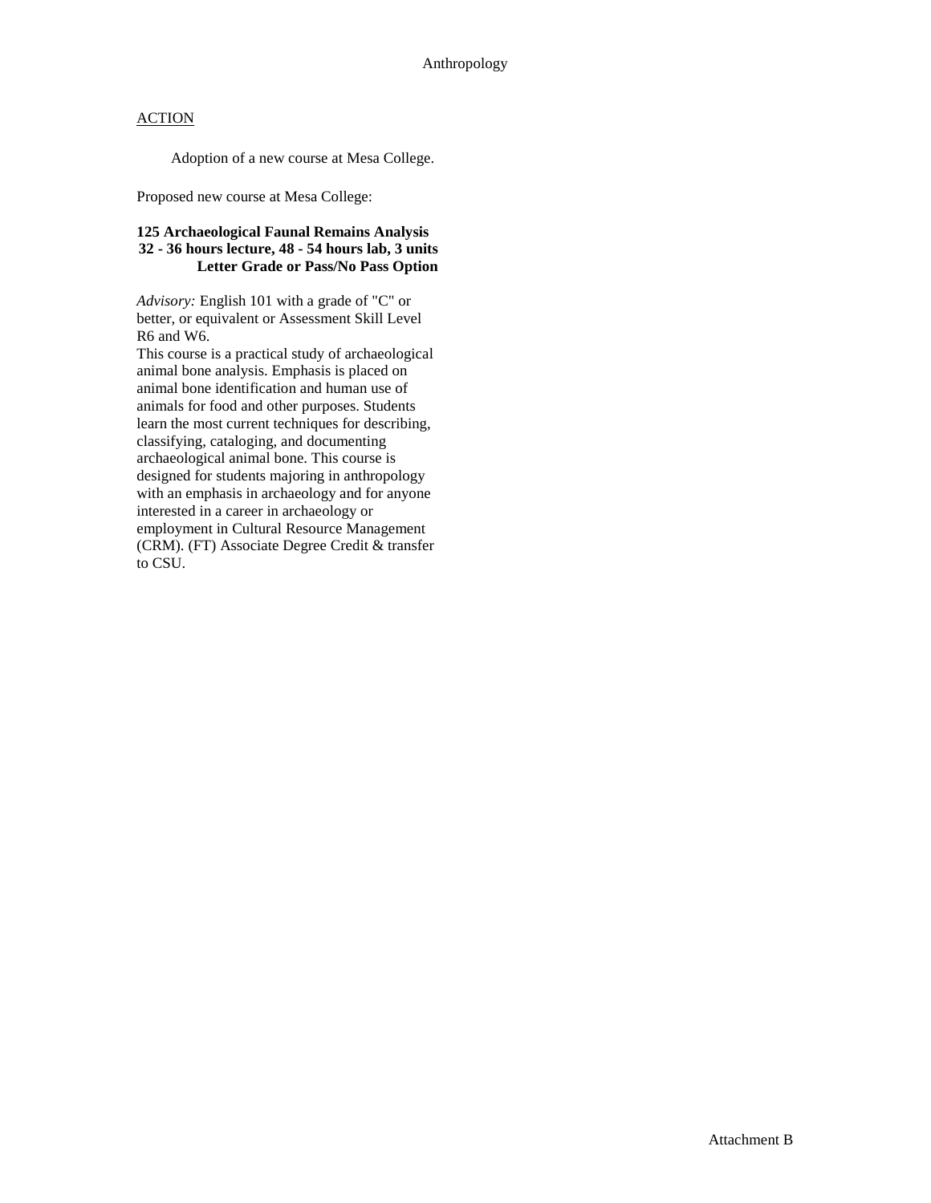Anthropology

ACTION

Adoption of a new course at Mesa College.

Proposed new course at Mesa College:

**125 Archaeological Faunal Remains Analysis**
**32 - 36 hours lecture, 48 - 54 hours lab, 3 units**
**Letter Grade or Pass/No Pass Option**

*Advisory:* English 101 with a grade of "C" or better, or equivalent or Assessment Skill Level R6 and W6.

This course is a practical study of archaeological animal bone analysis. Emphasis is placed on animal bone identification and human use of animals for food and other purposes. Students learn the most current techniques for describing, classifying, cataloging, and documenting archaeological animal bone. This course is designed for students majoring in anthropology with an emphasis in archaeology and for anyone interested in a career in archaeology or employment in Cultural Resource Management (CRM). (FT) Associate Degree Credit & transfer to CSU.

Attachment B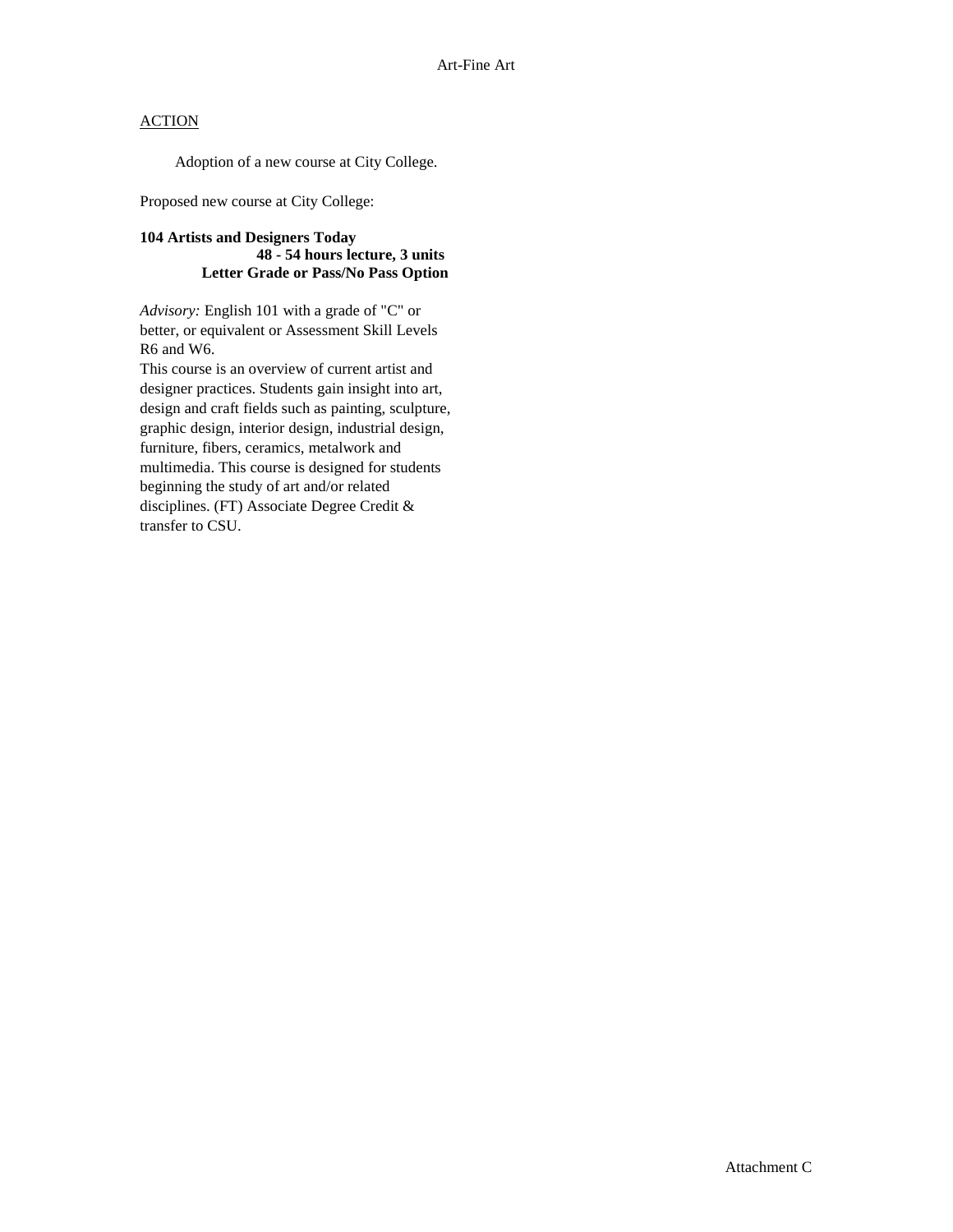Art-Fine Art

ACTION

Adoption of a new course at City College.

Proposed new course at City College:

**104 Artists and Designers Today**
**48 - 54 hours lecture, 3 units**
**Letter Grade or Pass/No Pass Option**

*Advisory:* English 101 with a grade of "C" or better, or equivalent or Assessment Skill Levels R6 and W6.
This course is an overview of current artist and designer practices. Students gain insight into art, design and craft fields such as painting, sculpture, graphic design, interior design, industrial design, furniture, fibers, ceramics, metalwork and multimedia. This course is designed for students beginning the study of art and/or related disciplines. (FT) Associate Degree Credit & transfer to CSU.

Attachment C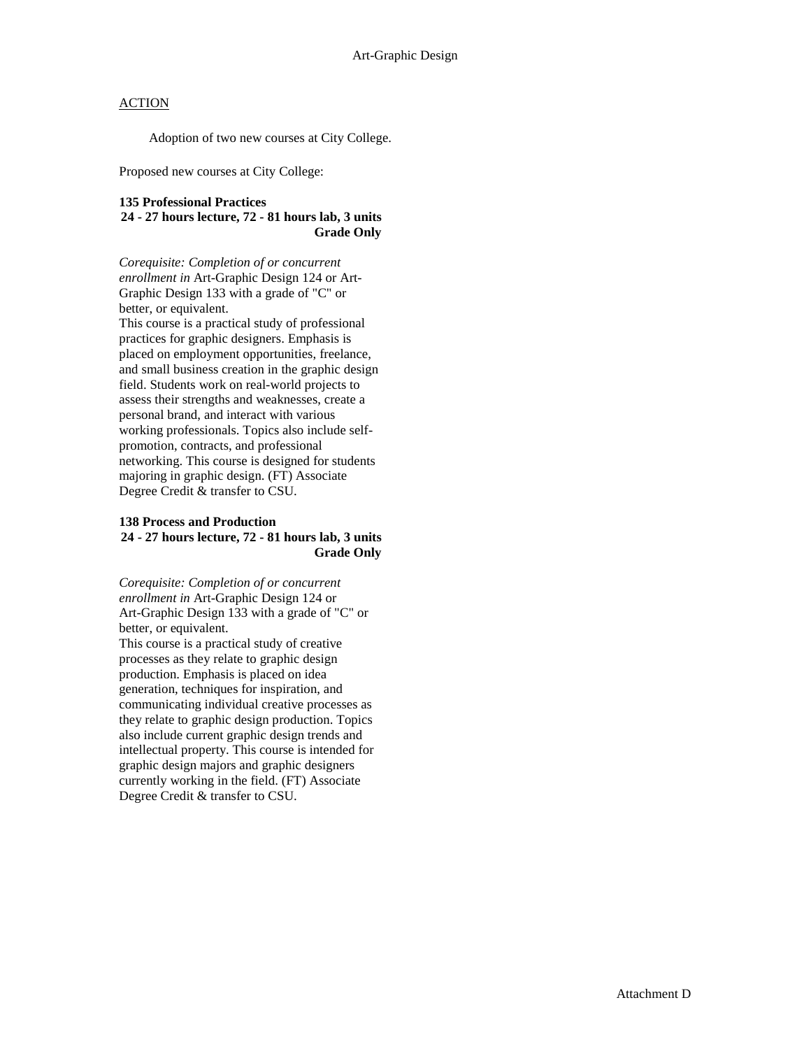# Art-Graphic Design

ACTION

Adoption of two new courses at City College.

Proposed new courses at City College:

**135 Professional Practices**
**24 - 27 hours lecture, 72 - 81 hours lab, 3 units**
**Grade Only**

*Corequisite: Completion of or concurrent enrollment in* Art-Graphic Design 124 or Art-Graphic Design 133 with a grade of "C" or better, or equivalent.
This course is a practical study of professional practices for graphic designers. Emphasis is placed on employment opportunities, freelance, and small business creation in the graphic design field. Students work on real-world projects to assess their strengths and weaknesses, create a personal brand, and interact with various working professionals. Topics also include self-promotion, contracts, and professional networking. This course is designed for students majoring in graphic design. (FT) Associate Degree Credit & transfer to CSU.

**138 Process and Production**
**24 - 27 hours lecture, 72 - 81 hours lab, 3 units**
**Grade Only**

*Corequisite: Completion of or concurrent enrollment in* Art-Graphic Design 124 or Art-Graphic Design 133 with a grade of "C" or better, or equivalent.
This course is a practical study of creative processes as they relate to graphic design production. Emphasis is placed on idea generation, techniques for inspiration, and communicating individual creative processes as they relate to graphic design production. Topics also include current graphic design trends and intellectual property. This course is intended for graphic design majors and graphic designers currently working in the field. (FT) Associate Degree Credit & transfer to CSU.

Attachment D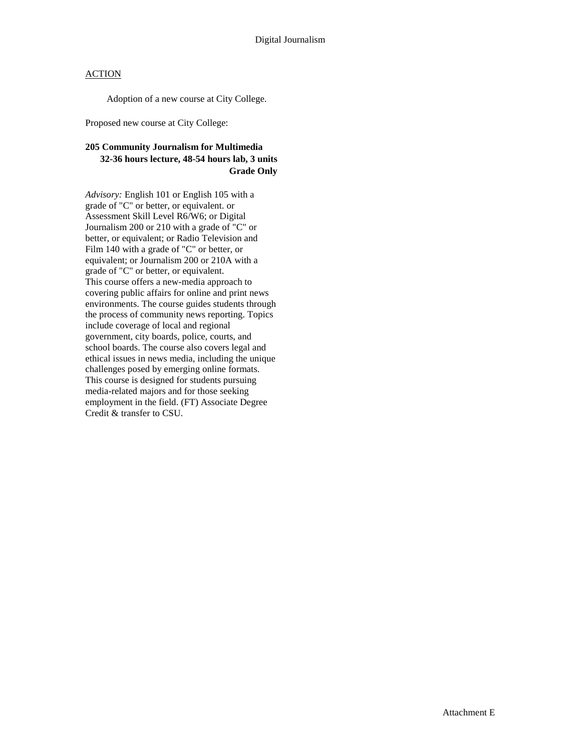Digital Journalism

ACTION

Adoption of a new course at City College.

Proposed new course at City College:

**205 Community Journalism for Multimedia**
**32-36 hours lecture, 48-54 hours lab, 3 units**
**Grade Only**

*Advisory:* English 101 or English 105 with a grade of "C" or better, or equivalent. or Assessment Skill Level R6/W6; or Digital Journalism 200 or 210 with a grade of "C" or better, or equivalent; or Radio Television and Film 140 with a grade of "C" or better, or equivalent; or Journalism 200 or 210A with a grade of "C" or better, or equivalent.
This course offers a new-media approach to covering public affairs for online and print news environments. The course guides students through the process of community news reporting. Topics include coverage of local and regional government, city boards, police, courts, and school boards. The course also covers legal and ethical issues in news media, including the unique challenges posed by emerging online formats. This course is designed for students pursuing media-related majors and for those seeking employment in the field. (FT) Associate Degree Credit & transfer to CSU.

Attachment E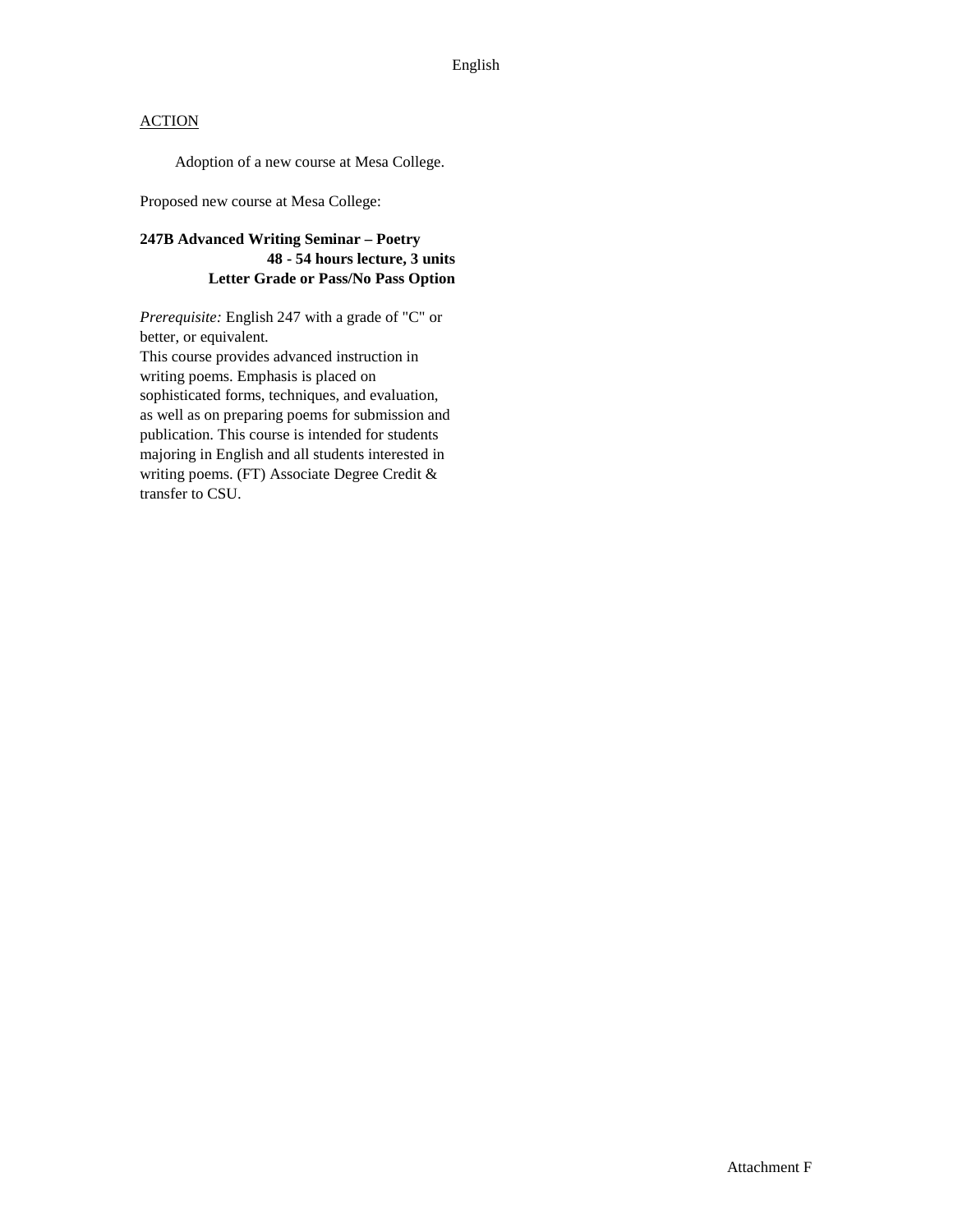English

<u>ACTION</u>

Adoption of a new course at Mesa College.

Proposed new course at Mesa College:

**247B Advanced Writing Seminar – Poetry**
**48 - 54 hours lecture, 3 units**
**Letter Grade or Pass/No Pass Option**

*Prerequisite:* English 247 with a grade of "C" or better, or equivalent.
This course provides advanced instruction in writing poems. Emphasis is placed on sophisticated forms, techniques, and evaluation, as well as on preparing poems for submission and publication. This course is intended for students majoring in English and all students interested in writing poems. (FT) Associate Degree Credit & transfer to CSU.

Attachment F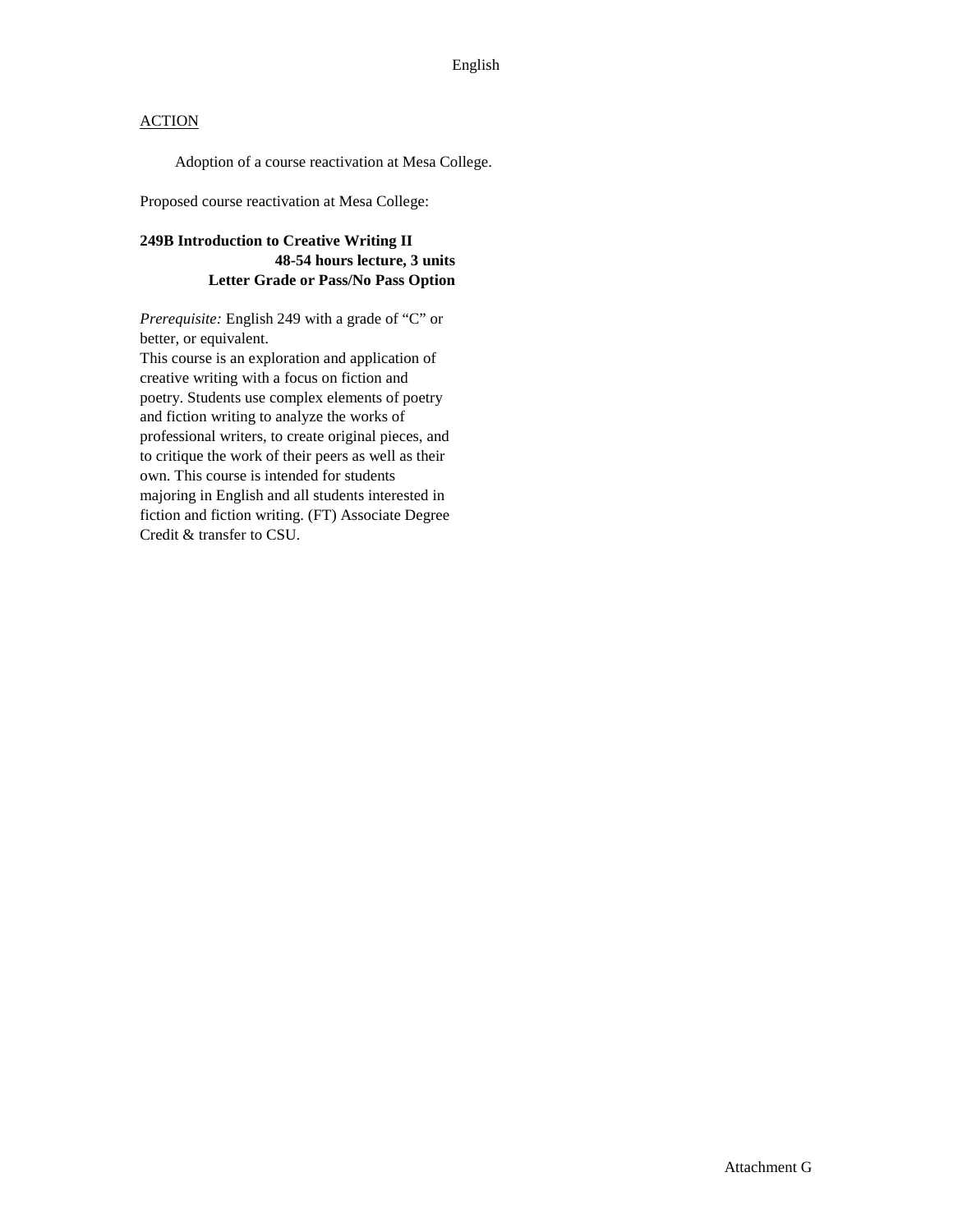## ACTION

Adoption of a course reactivation at Mesa College.

Proposed course reactivation at Mesa College:

**249B Introduction to Creative Writing II**
**48-54 hours lecture, 3 units**
**Letter Grade or Pass/No Pass Option**

*Prerequisite:* English 249 with a grade of "C" or better, or equivalent.
This course is an exploration and application of creative writing with a focus on fiction and poetry. Students use complex elements of poetry and fiction writing to analyze the works of professional writers, to create original pieces, and to critique the work of their peers as well as their own. This course is intended for students majoring in English and all students interested in fiction and fiction writing. (FT) Associate Degree Credit & transfer to CSU.

Attachment G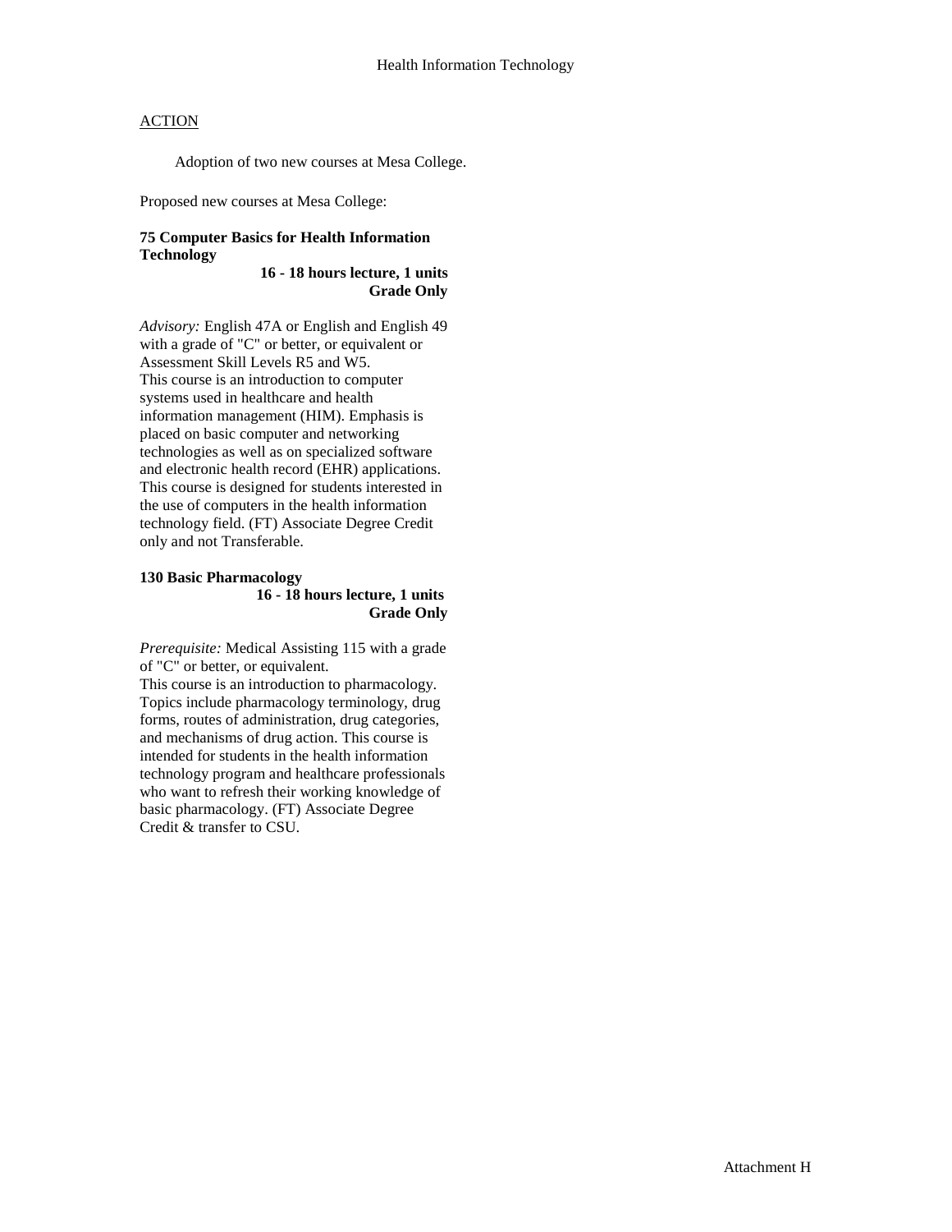# Health Information Technology

ACTION

Adoption of two new courses at Mesa College.

Proposed new courses at Mesa College:

**75 Computer Basics for Health Information Technology**

**16 - 18 hours lecture, 1 units**
**Grade Only**

*Advisory:* English 47A or English and English 49 with a grade of "C" or better, or equivalent or Assessment Skill Levels R5 and W5.
This course is an introduction to computer systems used in healthcare and health information management (HIM). Emphasis is placed on basic computer and networking technologies as well as on specialized software and electronic health record (EHR) applications. This course is designed for students interested in the use of computers in the health information technology field. (FT) Associate Degree Credit only and not Transferable.

**130 Basic Pharmacology**

**16 - 18 hours lecture, 1 units**
**Grade Only**

*Prerequisite:* Medical Assisting 115 with a grade of "C" or better, or equivalent.
This course is an introduction to pharmacology. Topics include pharmacology terminology, drug forms, routes of administration, drug categories, and mechanisms of drug action. This course is intended for students in the health information technology program and healthcare professionals who want to refresh their working knowledge of basic pharmacology. (FT) Associate Degree Credit & transfer to CSU.

Attachment H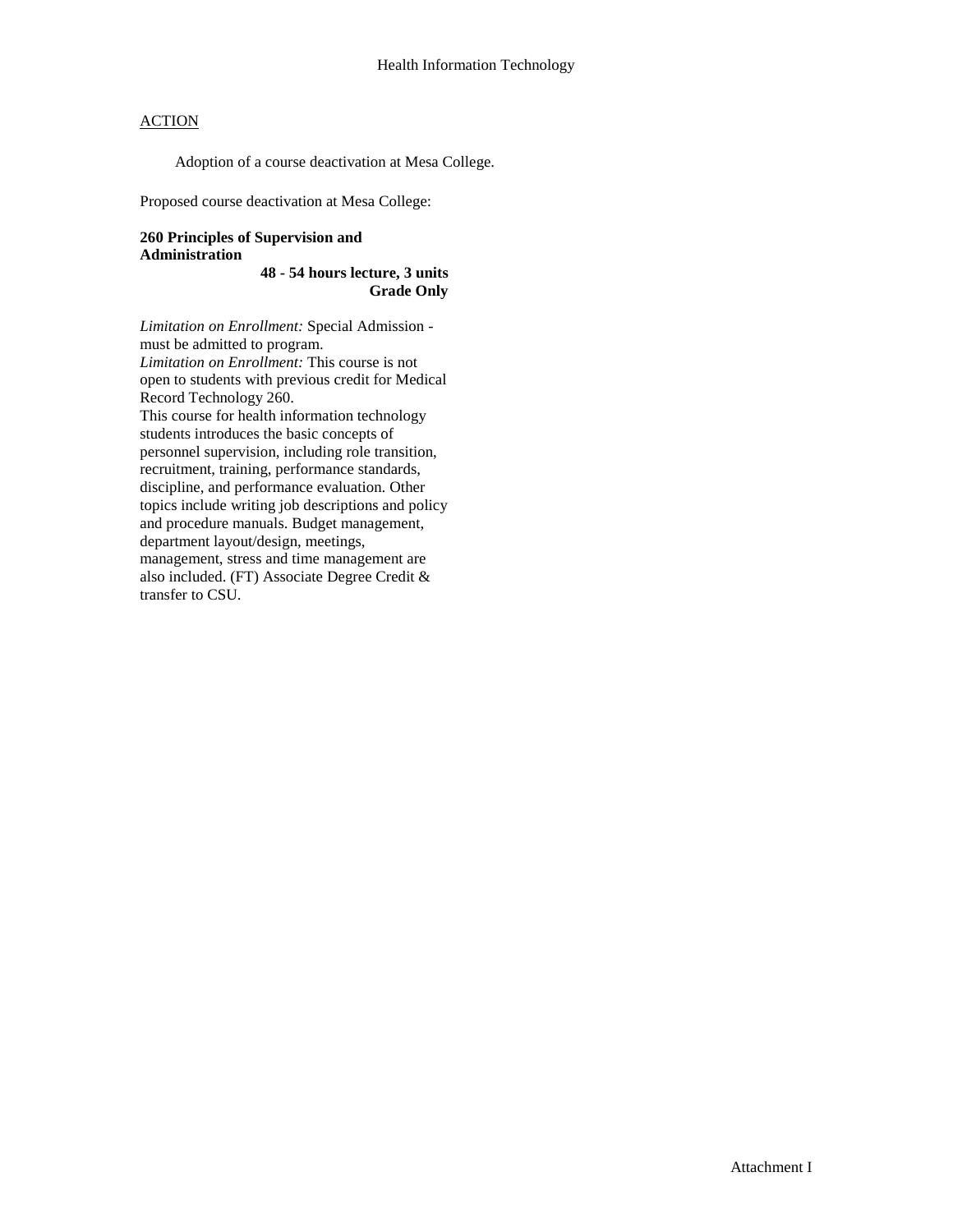# Health Information Technology

ACTION

Adoption of a course deactivation at Mesa College.

Proposed course deactivation at Mesa College:

**260 Principles of Supervision and Administration**

**48 - 54 hours lecture, 3 units**
**Grade Only**

*Limitation on Enrollment:* Special Admission - must be admitted to program.
*Limitation on Enrollment:* This course is not open to students with previous credit for Medical Record Technology 260.
This course for health information technology students introduces the basic concepts of personnel supervision, including role transition, recruitment, training, performance standards, discipline, and performance evaluation. Other topics include writing job descriptions and policy and procedure manuals. Budget management, department layout/design, meetings, management, stress and time management are also included. (FT) Associate Degree Credit & transfer to CSU.

Attachment I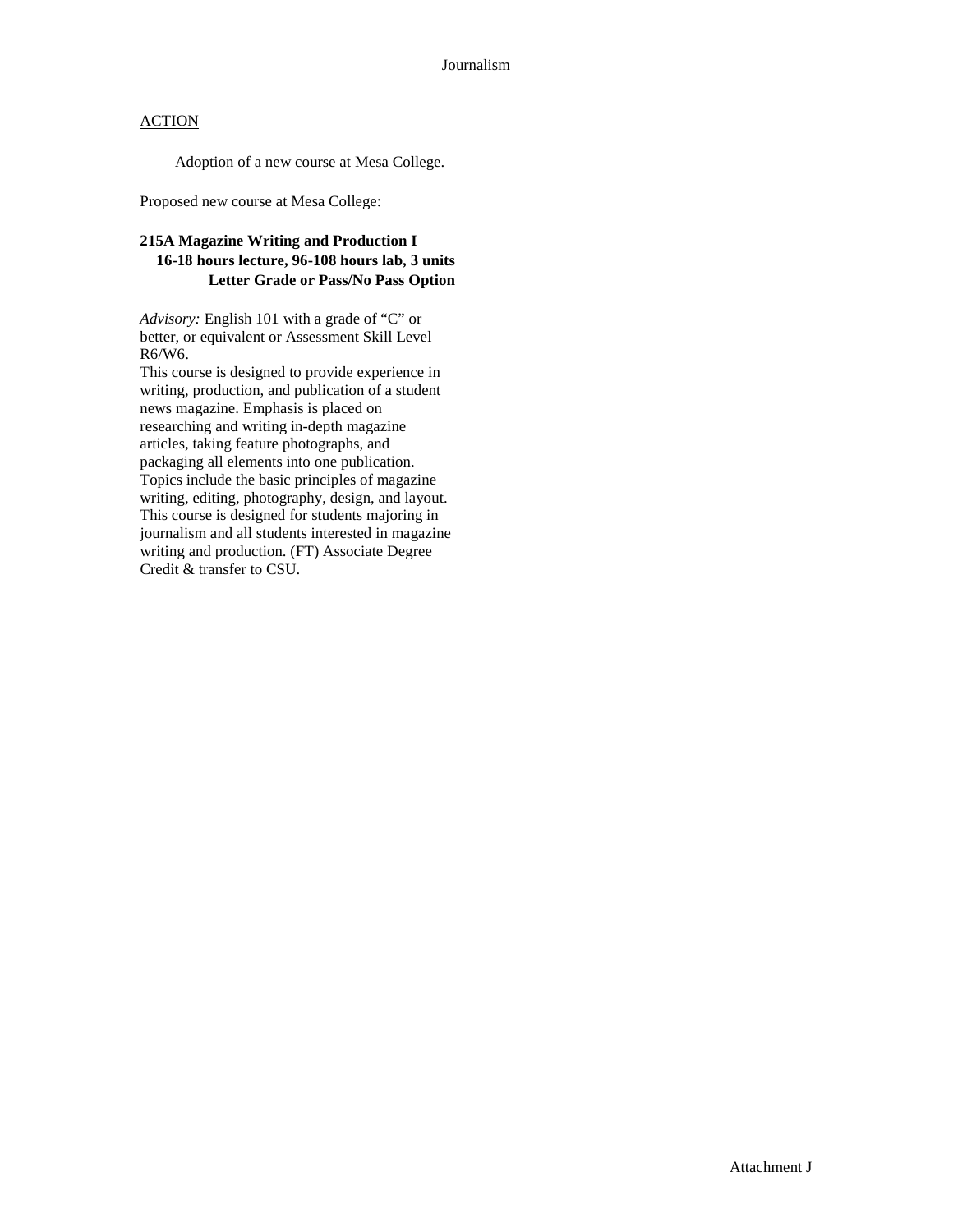Journalism

## ACTION

Adoption of a new course at Mesa College.

Proposed new course at Mesa College:

**215A Magazine Writing and Production I**
**16-18 hours lecture, 96-108 hours lab, 3 units**
**Letter Grade or Pass/No Pass Option**

*Advisory:* English 101 with a grade of "C" or better, or equivalent or Assessment Skill Level R6/W6.
This course is designed to provide experience in writing, production, and publication of a student news magazine. Emphasis is placed on researching and writing in-depth magazine articles, taking feature photographs, and packaging all elements into one publication. Topics include the basic principles of magazine writing, editing, photography, design, and layout. This course is designed for students majoring in journalism and all students interested in magazine writing and production. (FT) Associate Degree Credit & transfer to CSU.

Attachment J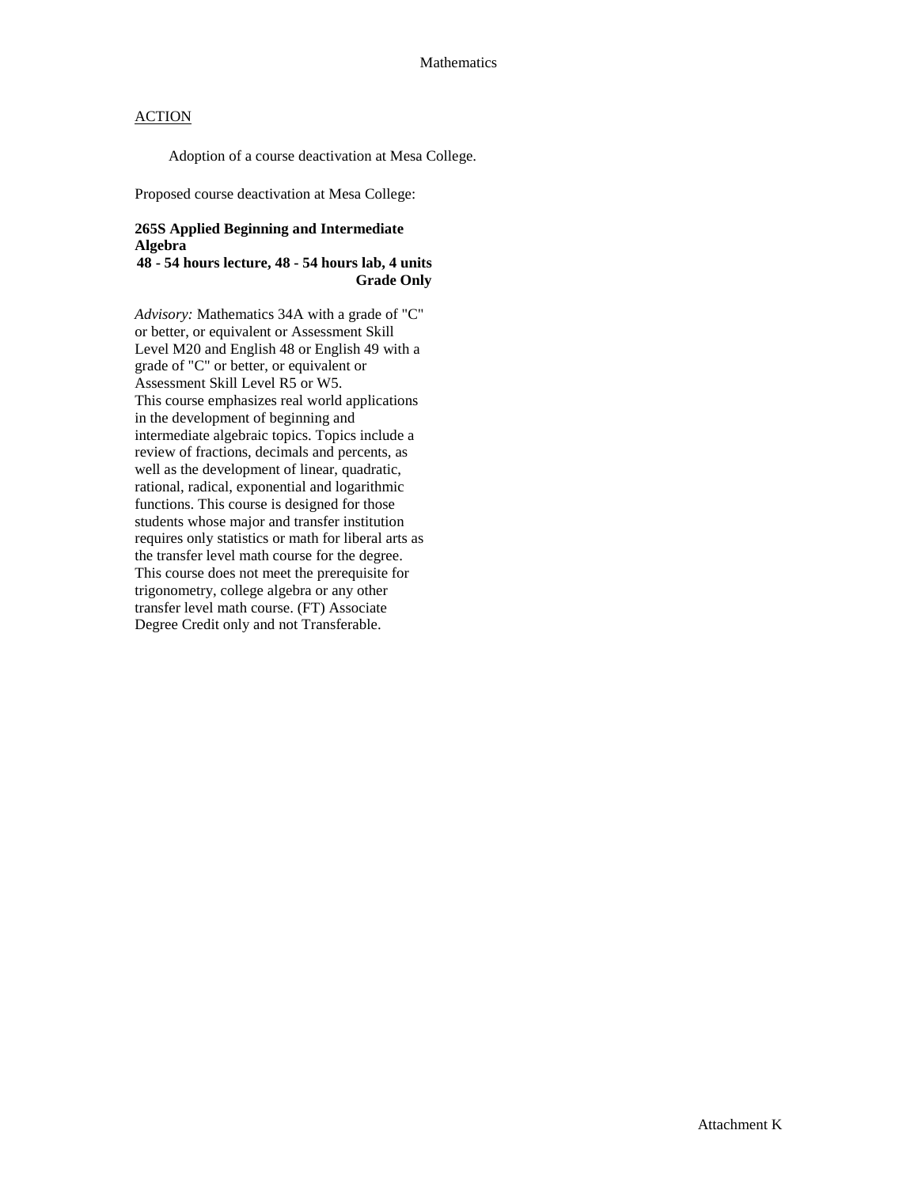Mathematics

ACTION

Adoption of a course deactivation at Mesa College.

Proposed course deactivation at Mesa College:

**265S Applied Beginning and Intermediate Algebra**
**48 - 54 hours lecture, 48 - 54 hours lab, 4 units**
**Grade Only**

*Advisory:* Mathematics 34A with a grade of "C" or better, or equivalent or Assessment Skill Level M20 and English 48 or English 49 with a grade of "C" or better, or equivalent or Assessment Skill Level R5 or W5.
This course emphasizes real world applications in the development of beginning and intermediate algebraic topics. Topics include a review of fractions, decimals and percents, as well as the development of linear, quadratic, rational, radical, exponential and logarithmic functions. This course is designed for those students whose major and transfer institution requires only statistics or math for liberal arts as the transfer level math course for the degree. This course does not meet the prerequisite for trigonometry, college algebra or any other transfer level math course. (FT) Associate Degree Credit only and not Transferable.

Attachment K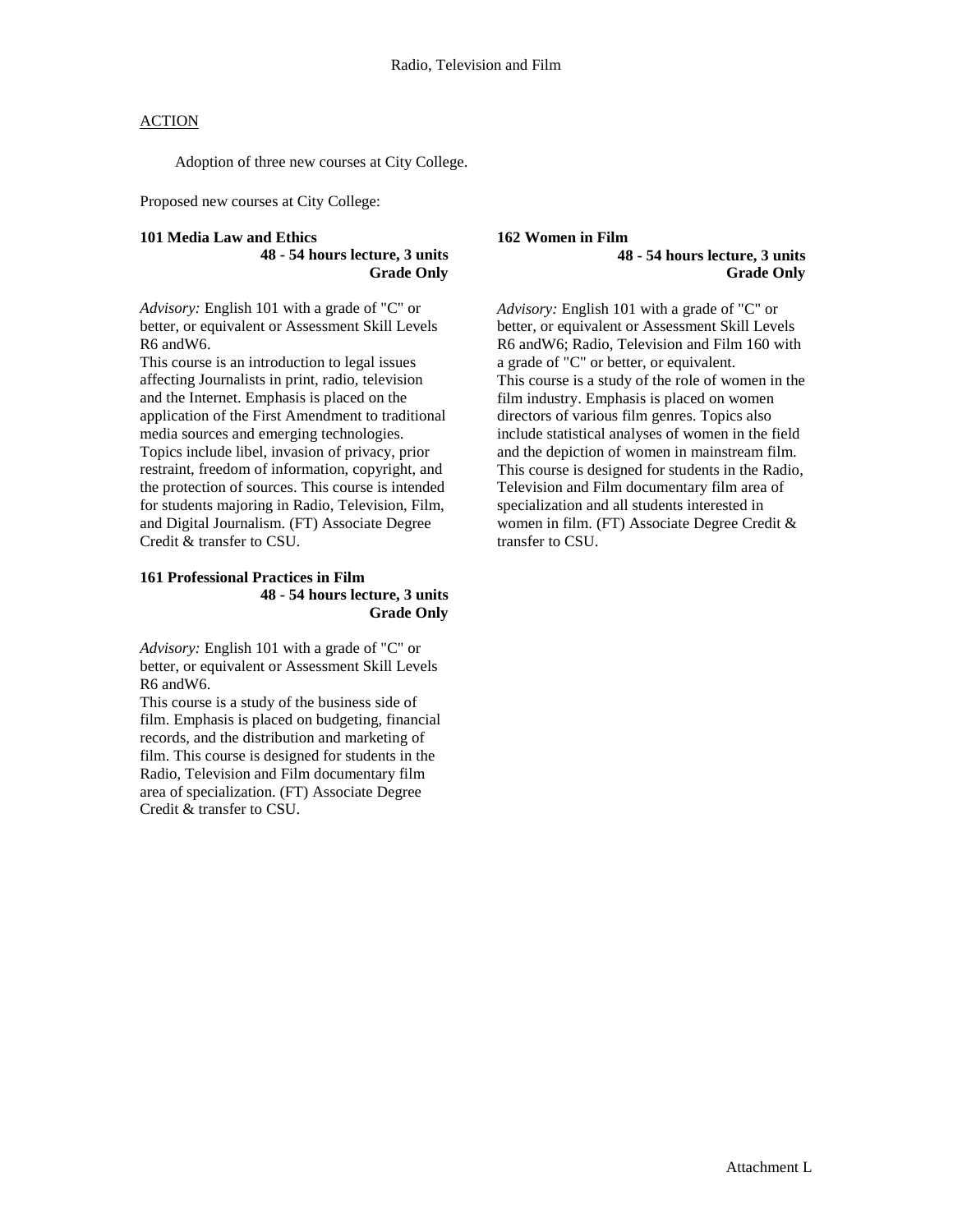# Radio, Television and Film

ACTION

Adoption of three new courses at City College.

Proposed new courses at City College:

**101 Media Law and Ethics**
**48 - 54 hours lecture, 3 units**
**Grade Only**

*Advisory:* English 101 with a grade of "C" or better, or equivalent or Assessment Skill Levels R6 andW6.

This course is an introduction to legal issues affecting Journalists in print, radio, television and the Internet. Emphasis is placed on the application of the First Amendment to traditional media sources and emerging technologies. Topics include libel, invasion of privacy, prior restraint, freedom of information, copyright, and the protection of sources. This course is intended for students majoring in Radio, Television, Film, and Digital Journalism. (FT) Associate Degree Credit & transfer to CSU.

**161 Professional Practices in Film**
**48 - 54 hours lecture, 3 units**
**Grade Only**

*Advisory:* English 101 with a grade of "C" or better, or equivalent or Assessment Skill Levels R6 andW6.

This course is a study of the business side of film. Emphasis is placed on budgeting, financial records, and the distribution and marketing of film. This course is designed for students in the Radio, Television and Film documentary film area of specialization. (FT) Associate Degree Credit & transfer to CSU.

**162 Women in Film**
**48 - 54 hours lecture, 3 units**
**Grade Only**

*Advisory:* English 101 with a grade of "C" or better, or equivalent or Assessment Skill Levels R6 andW6; Radio, Television and Film 160 with a grade of "C" or better, or equivalent.

This course is a study of the role of women in the film industry. Emphasis is placed on women directors of various film genres. Topics also include statistical analyses of women in the field and the depiction of women in mainstream film. This course is designed for students in the Radio, Television and Film documentary film area of specialization and all students interested in women in film. (FT) Associate Degree Credit & transfer to CSU.

Attachment L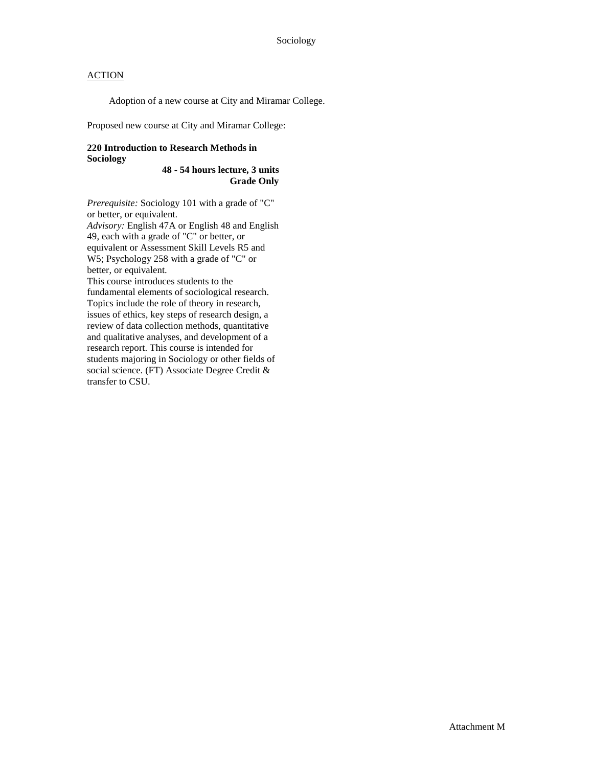ACTION

Adoption of a new course at City and Miramar College.

Proposed new course at City and Miramar College:

**220 Introduction to Research Methods in Sociology**

**48 - 54 hours lecture, 3 units**
**Grade Only**

*Prerequisite:* Sociology 101 with a grade of "C" or better, or equivalent.
*Advisory:* English 47A or English 48 and English 49, each with a grade of "C" or better, or equivalent or Assessment Skill Levels R5 and W5; Psychology 258 with a grade of "C" or better, or equivalent.
This course introduces students to the fundamental elements of sociological research. Topics include the role of theory in research, issues of ethics, key steps of research design, a review of data collection methods, quantitative and qualitative analyses, and development of a research report. This course is intended for students majoring in Sociology or other fields of social science. (FT) Associate Degree Credit & transfer to CSU.

Attachment M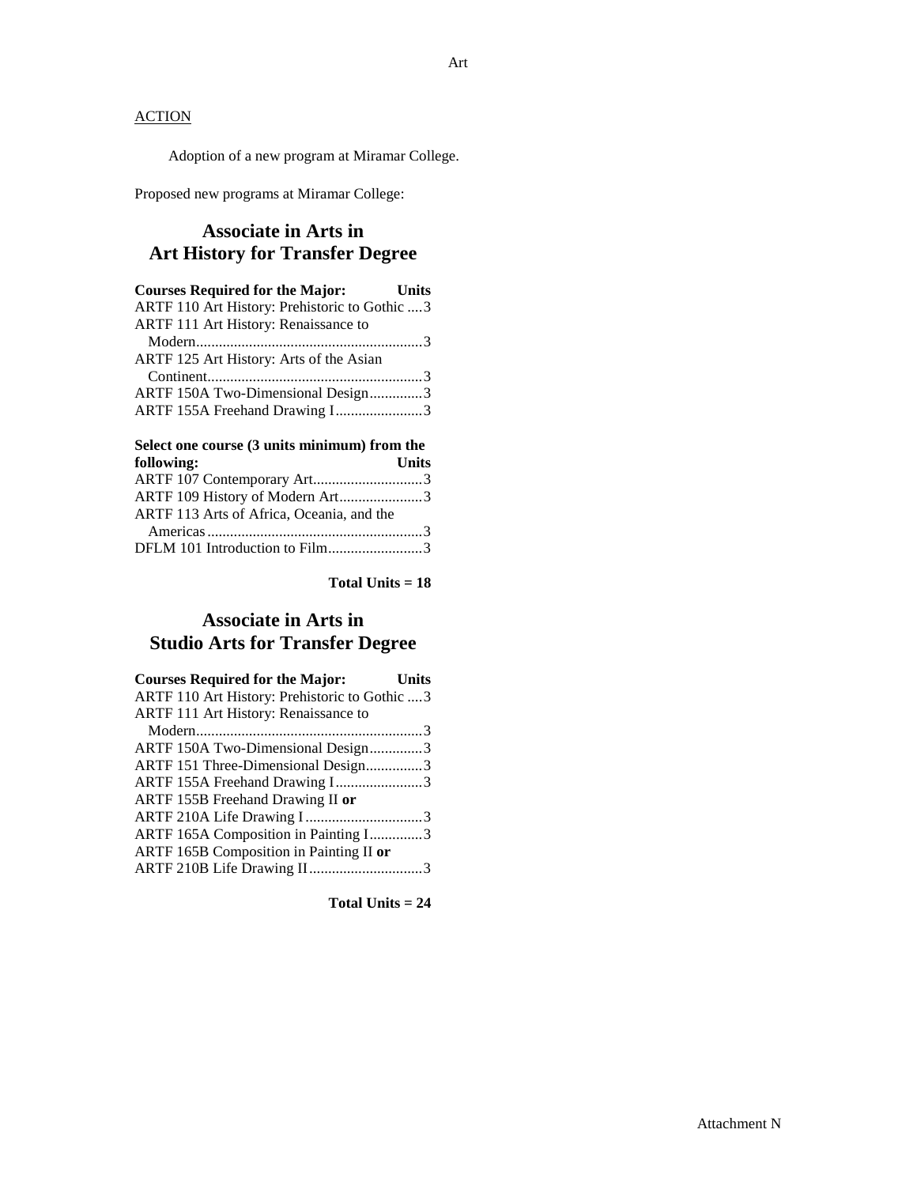ACTION

Adoption of a new program at Miramar College.

Proposed new programs at Miramar College:

## Associate in Arts in Art History for Transfer Degree

| Courses Required for the Major: | Units |
|---|---|
| ARTF 110 Art History: Prehistoric to Gothic | 3 |
| ARTF 111 Art History: Renaissance to Modern | 3 |
| ARTF 125 Art History: Arts of the Asian Continent | 3 |
| ARTF 150A Two-Dimensional Design | 3 |
| ARTF 155A Freehand Drawing I | 3 |

| Select one course (3 units minimum) from the following: | Units |
|---|---|
| ARTF 107 Contemporary Art | 3 |
| ARTF 109 History of Modern Art | 3 |
| ARTF 113 Arts of Africa, Oceania, and the Americas | 3 |
| DFLM 101 Introduction to Film | 3 |

**Total Units = 18**

## Associate in Arts in Studio Arts for Transfer Degree

| Courses Required for the Major: | Units |
|---|---|
| ARTF 110 Art History: Prehistoric to Gothic | 3 |
| ARTF 111 Art History: Renaissance to Modern | 3 |
| ARTF 150A Two-Dimensional Design | 3 |
| ARTF 151 Three-Dimensional Design | 3 |
| ARTF 155A Freehand Drawing I | 3 |
| ARTF 155B Freehand Drawing II **or** ARTF 210A Life Drawing I | 3 |
| ARTF 165A Composition in Painting I | 3 |
| ARTF 165B Composition in Painting II **or** ARTF 210B Life Drawing II | 3 |

**Total Units = 24**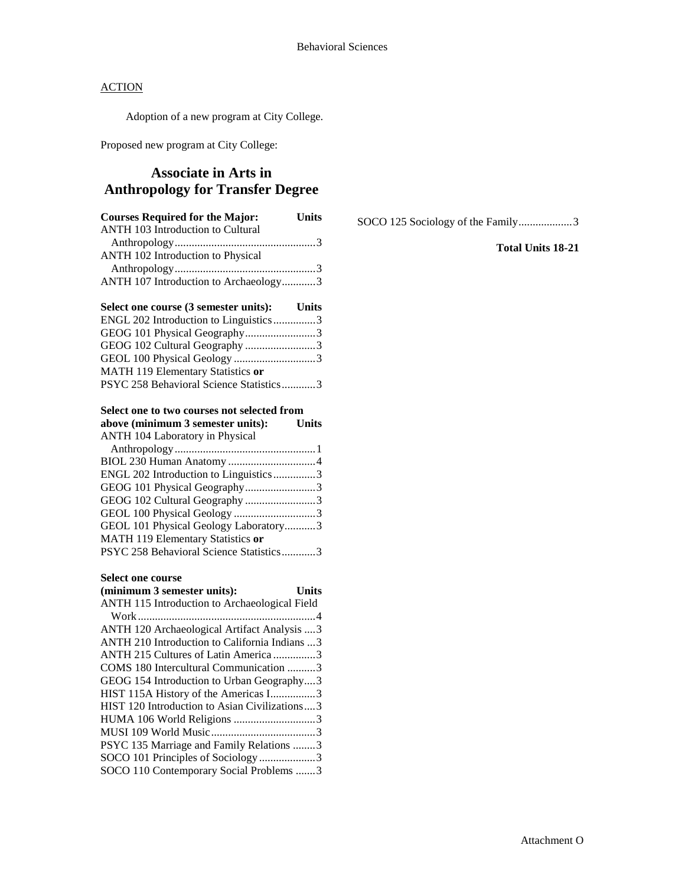ACTION

Adoption of a new program at City College.

Proposed new program at City College:

# Associate in Arts in Anthropology for Transfer Degree

| Courses Required for the Major: | Units |
|---|---|
| ANTH 103 Introduction to Cultural Anthropology | 3 |
| ANTH 102 Introduction to Physical Anthropology | 3 |
| ANTH 107 Introduction to Archaeology | 3 |

| Select one course (3 semester units): | Units |
|---|---|
| ENGL 202 Introduction to Linguistics | 3 |
| GEOG 101 Physical Geography | 3 |
| GEOG 102 Cultural Geography | 3 |
| GEOL 100 Physical Geology | 3 |
| MATH 119 Elementary Statistics **or** PSYC 258 Behavioral Science Statistics | 3 |

| Select one to two courses not selected from above (minimum 3 semester units): | Units |
|---|---|
| ANTH 104 Laboratory in Physical Anthropology | 1 |
| BIOL 230 Human Anatomy | 4 |
| ENGL 202 Introduction to Linguistics | 3 |
| GEOG 101 Physical Geography | 3 |
| GEOG 102 Cultural Geography | 3 |
| GEOL 100 Physical Geology | 3 |
| GEOL 101 Physical Geology Laboratory | 3 |
| MATH 119 Elementary Statistics **or** PSYC 258 Behavioral Science Statistics | 3 |

| Select one course (minimum 3 semester units): | Units |
|---|---|
| ANTH 115 Introduction to Archaeological Field Work | 4 |
| ANTH 120 Archaeological Artifact Analysis | 3 |
| ANTH 210 Introduction to California Indians | 3 |
| ANTH 215 Cultures of Latin America | 3 |
| COMS 180 Intercultural Communication | 3 |
| GEOG 154 Introduction to Urban Geography | 3 |
| HIST 115A History of the Americas I | 3 |
| HIST 120 Introduction to Asian Civilizations | 3 |
| HUMA 106 World Religions | 3 |
| MUSI 109 World Music | 3 |
| PSYC 135 Marriage and Family Relations | 3 |
| SOCO 101 Principles of Sociology | 3 |
| SOCO 110 Contemporary Social Problems | 3 |
| SOCO 125 Sociology of the Family | 3 |

**Total Units 18-21**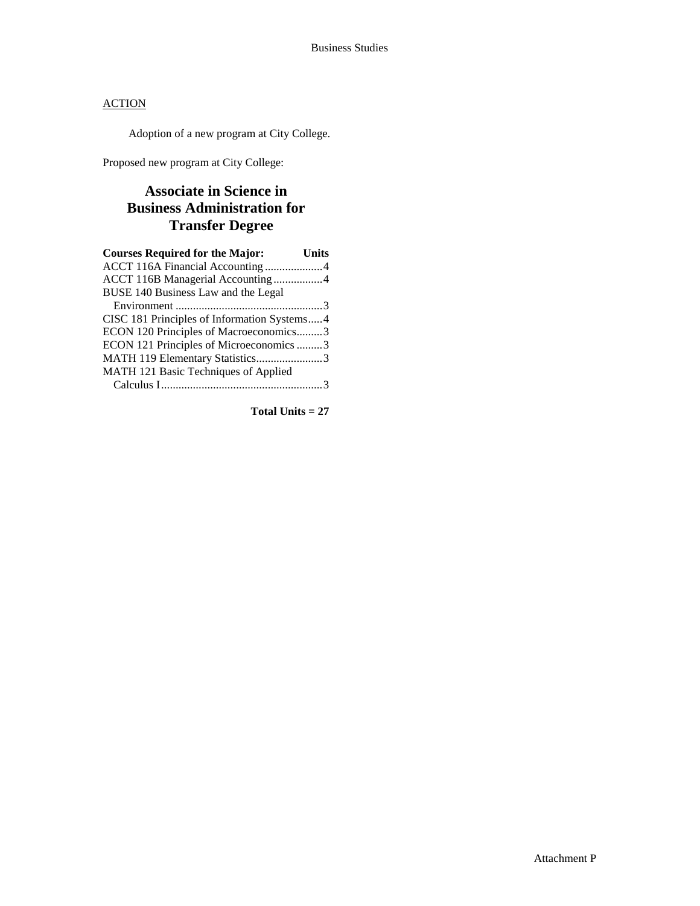ACTION

Adoption of a new program at City College.

Proposed new program at City College:

## Associate in Science in Business Administration for Transfer Degree

| Courses Required for the Major: | Units |
|---|---|
| ACCT 116A Financial Accounting | 4 |
| ACCT 116B Managerial Accounting | 4 |
| BUSE 140 Business Law and the Legal Environment | 3 |
| CISC 181 Principles of Information Systems | 4 |
| ECON 120 Principles of Macroeconomics | 3 |
| ECON 121 Principles of Microeconomics | 3 |
| MATH 119 Elementary Statistics | 3 |
| MATH 121 Basic Techniques of Applied Calculus I | 3 |

**Total Units = 27**

Attachment P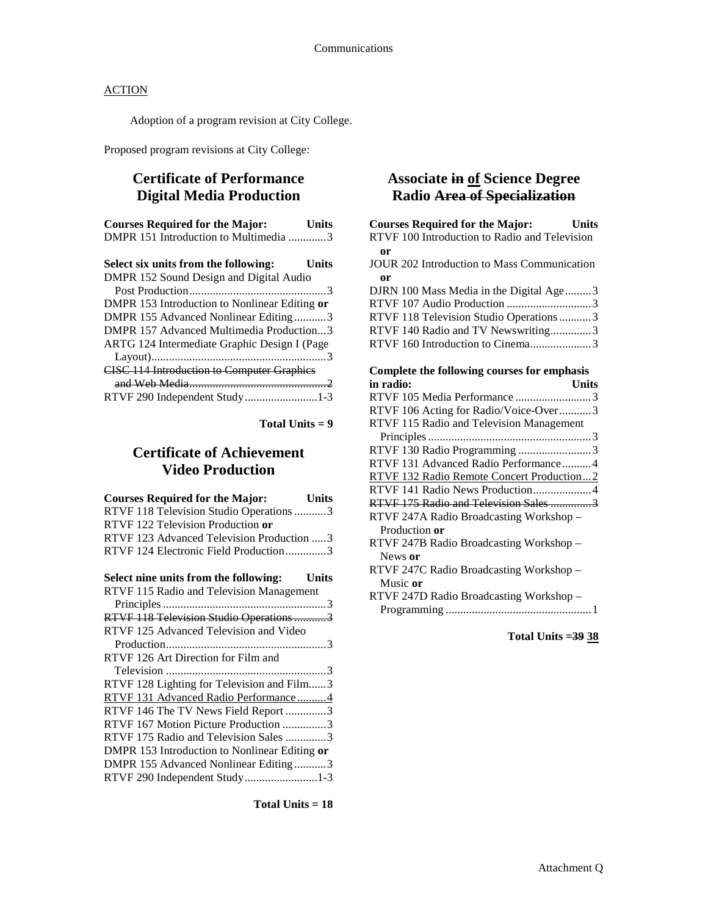ACTION

Adoption of a program revision at City College.

Proposed program revisions at City College:

## Certificate of Performance Digital Media Production

| Courses Required for the Major: | Units |
|---|---|
| DMPR 151 Introduction to Multimedia | 3 |

| Select six units from the following: | Units |
|---|---|
| DMPR 152 Sound Design and Digital Audio Post Production | 3 |
| DMPR 153 Introduction to Nonlinear Editing **or** | |
| DMPR 155 Advanced Nonlinear Editing | 3 |
| DMPR 157 Advanced Multimedia Production | 3 |
| ARTG 124 Intermediate Graphic Design I (Page Layout) | 3 |
| ~~CISC 114 Introduction to Computer Graphics and Web Media~~ | ~~2~~ |
| RTVF 290 Independent Study | 1-3 |

**Total Units = 9**

## Certificate of Achievement Video Production

| Courses Required for the Major: | Units |
|---|---|
| RTVF 118 Television Studio Operations | 3 |
| RTVF 122 Television Production **or** | |
| RTVF 123 Advanced Television Production | 3 |
| RTVF 124 Electronic Field Production | 3 |

| Select nine units from the following: | Units |
|---|---|
| RTVF 115 Radio and Television Management Principles | 3 |
| ~~RTVF 118 Television Studio Operations~~ | ~~3~~ |
| RTVF 125 Advanced Television and Video Production | 3 |
| RTVF 126 Art Direction for Film and Television | 3 |
| RTVF 128 Lighting for Television and Film | 3 |
| <u>RTVF 131 Advanced Radio Performance</u> | <u>4</u> |
| RTVF 146 The TV News Field Report | 3 |
| RTVF 167 Motion Picture Production | 3 |
| RTVF 175 Radio and Television Sales | 3 |
| DMPR 153 Introduction to Nonlinear Editing **or** | |
| DMPR 155 Advanced Nonlinear Editing | 3 |
| RTVF 290 Independent Study | 1-3 |

**Total Units = 18**

## Associate ~~in~~ <u>of</u> Science Degree Radio ~~Area of Specialization~~

| Courses Required for the Major: | Units |
|---|---|
| RTVF 100 Introduction to Radio and Television **or** | |
| JOUR 202 Introduction to Mass Communication **or** | |
| DJRN 100 Mass Media in the Digital Age | 3 |
| RTVF 107 Audio Production | 3 |
| RTVF 118 Television Studio Operations | 3 |
| RTVF 140 Radio and TV Newswriting | 3 |
| RTVF 160 Introduction to Cinema | 3 |

| Complete the following courses for emphasis in radio: | Units |
|---|---|
| RTVF 105 Media Performance | 3 |
| RTVF 106 Acting for Radio/Voice-Over | 3 |
| RTVF 115 Radio and Television Management Principles | 3 |
| RTVF 130 Radio Programming | 3 |
| RTVF 131 Advanced Radio Performance | 4 |
| <u>RTVF 132 Radio Remote Concert Production</u> | <u>2</u> |
| RTVF 141 Radio News Production | 4 |
| ~~RTVF 175 Radio and Television Sales~~ | ~~3~~ |
| RTVF 247A Radio Broadcasting Workshop – Production **or** | |
| RTVF 247B Radio Broadcasting Workshop – News **or** | |
| RTVF 247C Radio Broadcasting Workshop – Music **or** | |
| RTVF 247D Radio Broadcasting Workshop – Programming | 1 |

**Total Units = ~~39~~ <u>38</u>**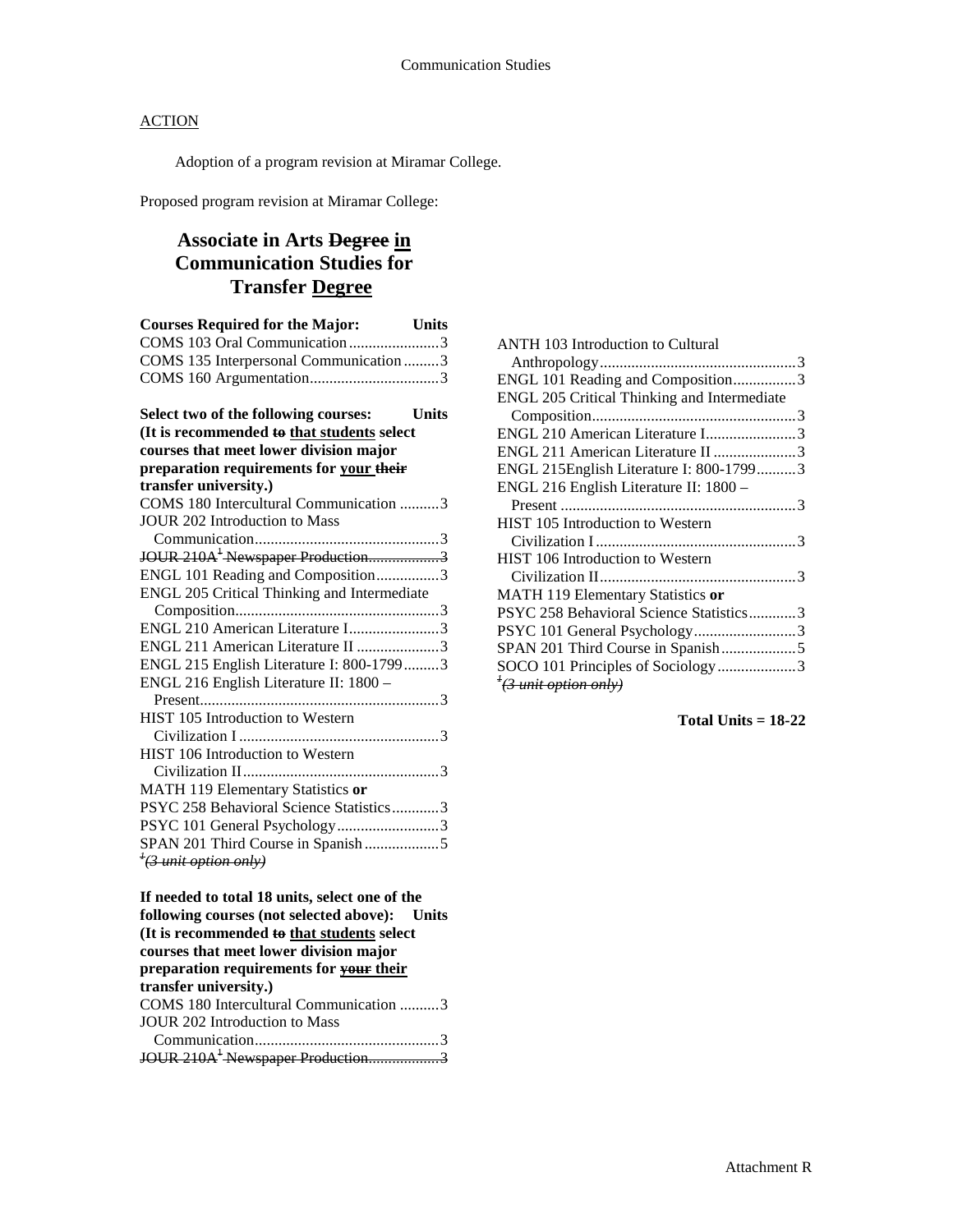## ACTION

Adoption of a program revision at Miramar College.

Proposed program revision at Miramar College:

# Associate in Arts ~~Degree~~ <u>in</u> Communication Studies for Transfer <u>Degree</u>

| Courses Required for the Major: | Units |
|---|---|
| COMS 103 Oral Communication | 3 |
| COMS 135 Interpersonal Communication | 3 |
| COMS 160 Argumentation | 3 |

**Select two of the following courses: Units**
**(It is recommended ~~to~~ <u>that students</u> select courses that meet lower division major preparation requirements for <u>your</u> ~~their~~ transfer university.)**

| Course | Units |
|---|---|
| COMS 180 Intercultural Communication | 3 |
| JOUR 202 Introduction to Mass Communication | 3 |
| ~~JOUR 210A[1] Newspaper Production~~ | ~~3~~ |
| ENGL 101 Reading and Composition | 3 |
| ENGL 205 Critical Thinking and Intermediate Composition | 3 |
| ENGL 210 American Literature I | 3 |
| ENGL 211 American Literature II | 3 |
| ENGL 215 English Literature I: 800-1799 | 3 |
| ENGL 216 English Literature II: 1800 – Present | 3 |
| HIST 105 Introduction to Western Civilization I | 3 |
| HIST 106 Introduction to Western Civilization II | 3 |
| MATH 119 Elementary Statistics **or** PSYC 258 Behavioral Science Statistics | 3 |
| PSYC 101 General Psychology | 3 |
| SPAN 201 Third Course in Spanish | 5 |

~~[1] (3 unit option only)~~

**If needed to total 18 units, select one of the following courses (not selected above): Units**
**(It is recommended ~~to~~ <u>that students</u> select courses that meet lower division major preparation requirements for ~~your~~ <u>their</u> transfer university.)**

| Course | Units |
|---|---|
| COMS 180 Intercultural Communication | 3 |
| JOUR 202 Introduction to Mass Communication | 3 |
| ~~JOUR 210A[1] Newspaper Production~~ | ~~3~~ |
| ANTH 103 Introduction to Cultural Anthropology | 3 |
| ENGL 101 Reading and Composition | 3 |
| ENGL 205 Critical Thinking and Intermediate Composition | 3 |
| ENGL 210 American Literature I | 3 |
| ENGL 211 American Literature II | 3 |
| ENGL 215English Literature I: 800-1799 | 3 |
| ENGL 216 English Literature II: 1800 – Present | 3 |
| HIST 105 Introduction to Western Civilization I | 3 |
| HIST 106 Introduction to Western Civilization II | 3 |
| MATH 119 Elementary Statistics **or** PSYC 258 Behavioral Science Statistics | 3 |
| PSYC 101 General Psychology | 3 |
| SPAN 201 Third Course in Spanish | 5 |
| SOCO 101 Principles of Sociology | 3 |

~~[1] (3 unit option only)~~

**Total Units = 18-22**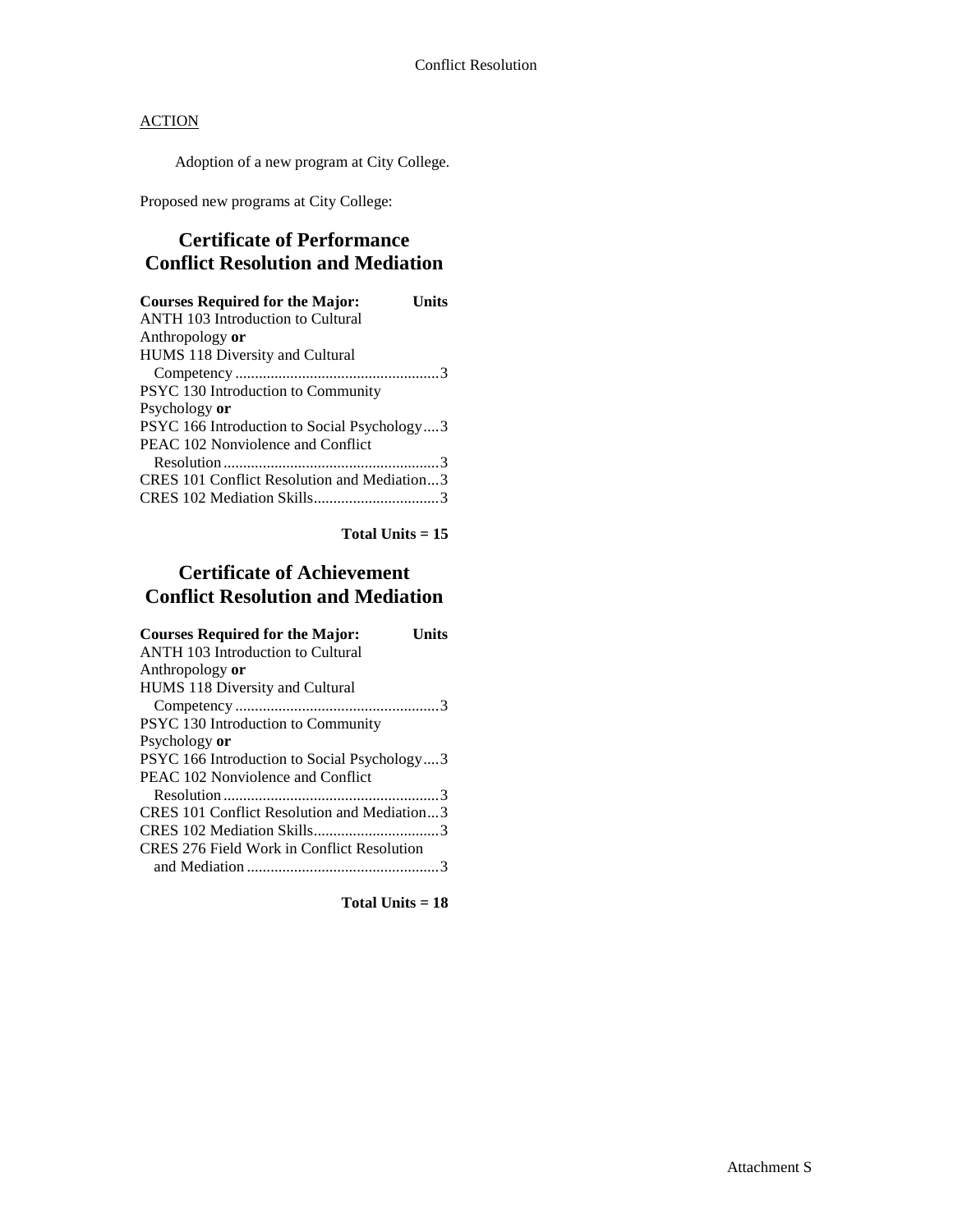ACTION

Adoption of a new program at City College.

Proposed new programs at City College:

## Certificate of Performance
## Conflict Resolution and Mediation

| Courses Required for the Major: | Units |
|---|---|
| ANTH 103 Introduction to Cultural Anthropology **or** HUMS 118 Diversity and Cultural Competency | 3 |
| PSYC 130 Introduction to Community Psychology **or** PSYC 166 Introduction to Social Psychology | 3 |
| PEAC 102 Nonviolence and Conflict Resolution | 3 |
| CRES 101 Conflict Resolution and Mediation | 3 |
| CRES 102 Mediation Skills | 3 |

**Total Units = 15**

## Certificate of Achievement
## Conflict Resolution and Mediation

| Courses Required for the Major: | Units |
|---|---|
| ANTH 103 Introduction to Cultural Anthropology **or** HUMS 118 Diversity and Cultural Competency | 3 |
| PSYC 130 Introduction to Community Psychology **or** PSYC 166 Introduction to Social Psychology | 3 |
| PEAC 102 Nonviolence and Conflict Resolution | 3 |
| CRES 101 Conflict Resolution and Mediation | 3 |
| CRES 102 Mediation Skills | 3 |
| CRES 276 Field Work in Conflict Resolution and Mediation | 3 |

**Total Units = 18**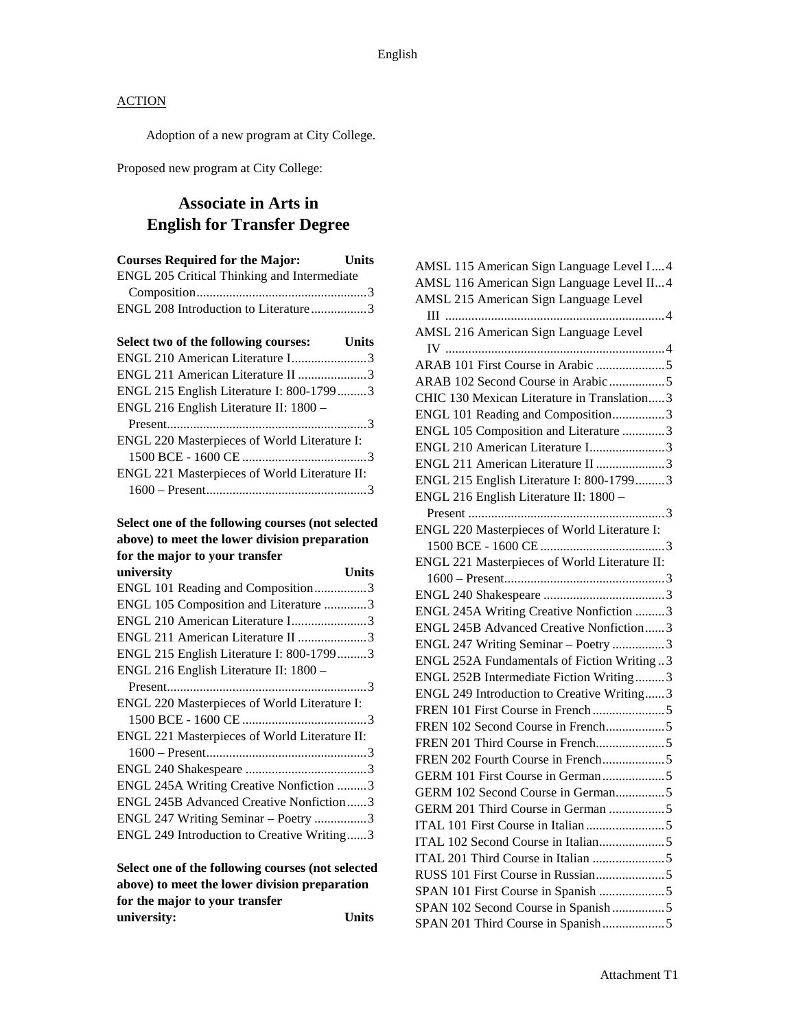ACTION

Adoption of a new program at City College.

Proposed new program at City College:

# Associate in Arts in English for Transfer Degree

| Courses Required for the Major: | Units |
|---|---|
| ENGL 205 Critical Thinking and Intermediate Composition | 3 |
| ENGL 208 Introduction to Literature | 3 |

| Select two of the following courses: | Units |
|---|---|
| ENGL 210 American Literature I | 3 |
| ENGL 211 American Literature II | 3 |
| ENGL 215 English Literature I: 800-1799 | 3 |
| ENGL 216 English Literature II: 1800 – Present | 3 |
| ENGL 220 Masterpieces of World Literature I: 1500 BCE - 1600 CE | 3 |
| ENGL 221 Masterpieces of World Literature II: 1600 – Present | 3 |

| Select one of the following courses (not selected above) to meet the lower division preparation for the major to your transfer university | Units |
|---|---|
| ENGL 101 Reading and Composition | 3 |
| ENGL 105 Composition and Literature | 3 |
| ENGL 210 American Literature I | 3 |
| ENGL 211 American Literature II | 3 |
| ENGL 215 English Literature I: 800-1799 | 3 |
| ENGL 216 English Literature II: 1800 – Present | 3 |
| ENGL 220 Masterpieces of World Literature I: 1500 BCE - 1600 CE | 3 |
| ENGL 221 Masterpieces of World Literature II: 1600 – Present | 3 |
| ENGL 240 Shakespeare | 3 |
| ENGL 245A Writing Creative Nonfiction | 3 |
| ENGL 245B Advanced Creative Nonfiction | 3 |
| ENGL 247 Writing Seminar – Poetry | 3 |
| ENGL 249 Introduction to Creative Writing | 3 |

| Select one of the following courses (not selected above) to meet the lower division preparation for the major to your transfer university: | Units |
|---|---|
| AMSL 115 American Sign Language Level I | 4 |
| AMSL 116 American Sign Language Level II | 4 |
| AMSL 215 American Sign Language Level III | 4 |
| AMSL 216 American Sign Language Level IV | 4 |
| ARAB 101 First Course in Arabic | 5 |
| ARAB 102 Second Course in Arabic | 5 |
| CHIC 130 Mexican Literature in Translation | 3 |
| ENGL 101 Reading and Composition | 3 |
| ENGL 105 Composition and Literature | 3 |
| ENGL 210 American Literature I | 3 |
| ENGL 211 American Literature II | 3 |
| ENGL 215 English Literature I: 800-1799 | 3 |
| ENGL 216 English Literature II: 1800 – Present | 3 |
| ENGL 220 Masterpieces of World Literature I: 1500 BCE - 1600 CE | 3 |
| ENGL 221 Masterpieces of World Literature II: 1600 – Present | 3 |
| ENGL 240 Shakespeare | 3 |
| ENGL 245A Writing Creative Nonfiction | 3 |
| ENGL 245B Advanced Creative Nonfiction | 3 |
| ENGL 247 Writing Seminar – Poetry | 3 |
| ENGL 252A Fundamentals of Fiction Writing | 3 |
| ENGL 252B Intermediate Fiction Writing | 3 |
| ENGL 249 Introduction to Creative Writing | 3 |
| FREN 101 First Course in French | 5 |
| FREN 102 Second Course in French | 5 |
| FREN 201 Third Course in French | 5 |
| FREN 202 Fourth Course in French | 5 |
| GERM 101 First Course in German | 5 |
| GERM 102 Second Course in German | 5 |
| GERM 201 Third Course in German | 5 |
| ITAL 101 First Course in Italian | 5 |
| ITAL 102 Second Course in Italian | 5 |
| ITAL 201 Third Course in Italian | 5 |
| RUSS 101 First Course in Russian | 5 |
| SPAN 101 First Course in Spanish | 5 |
| SPAN 102 Second Course in Spanish | 5 |
| SPAN 201 Third Course in Spanish | 5 |

Attachment T1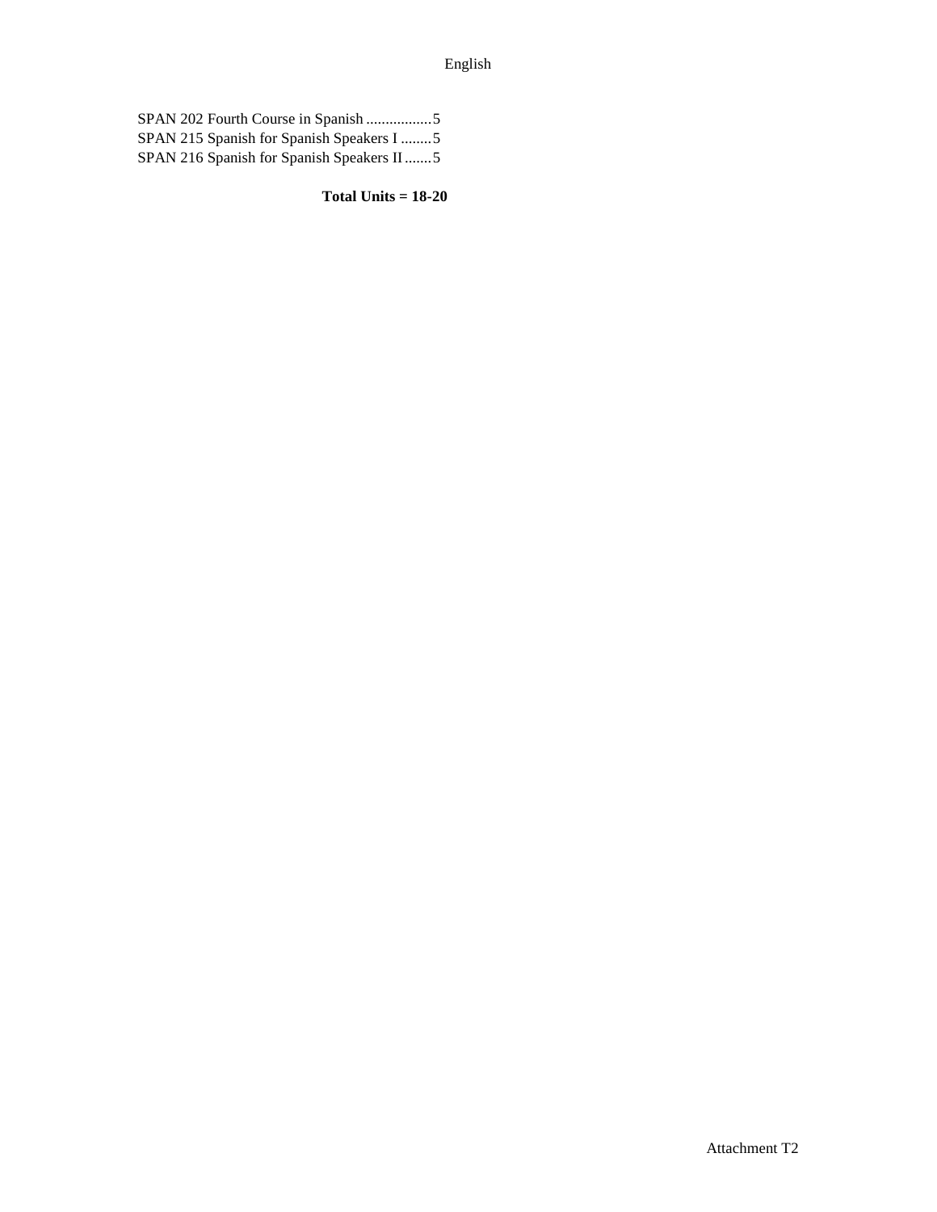SPAN 202 Fourth Course in Spanish .................5
SPAN 215 Spanish for Spanish Speakers I ........5
SPAN 216 Spanish for Spanish Speakers II .......5

**Total Units = 18-20**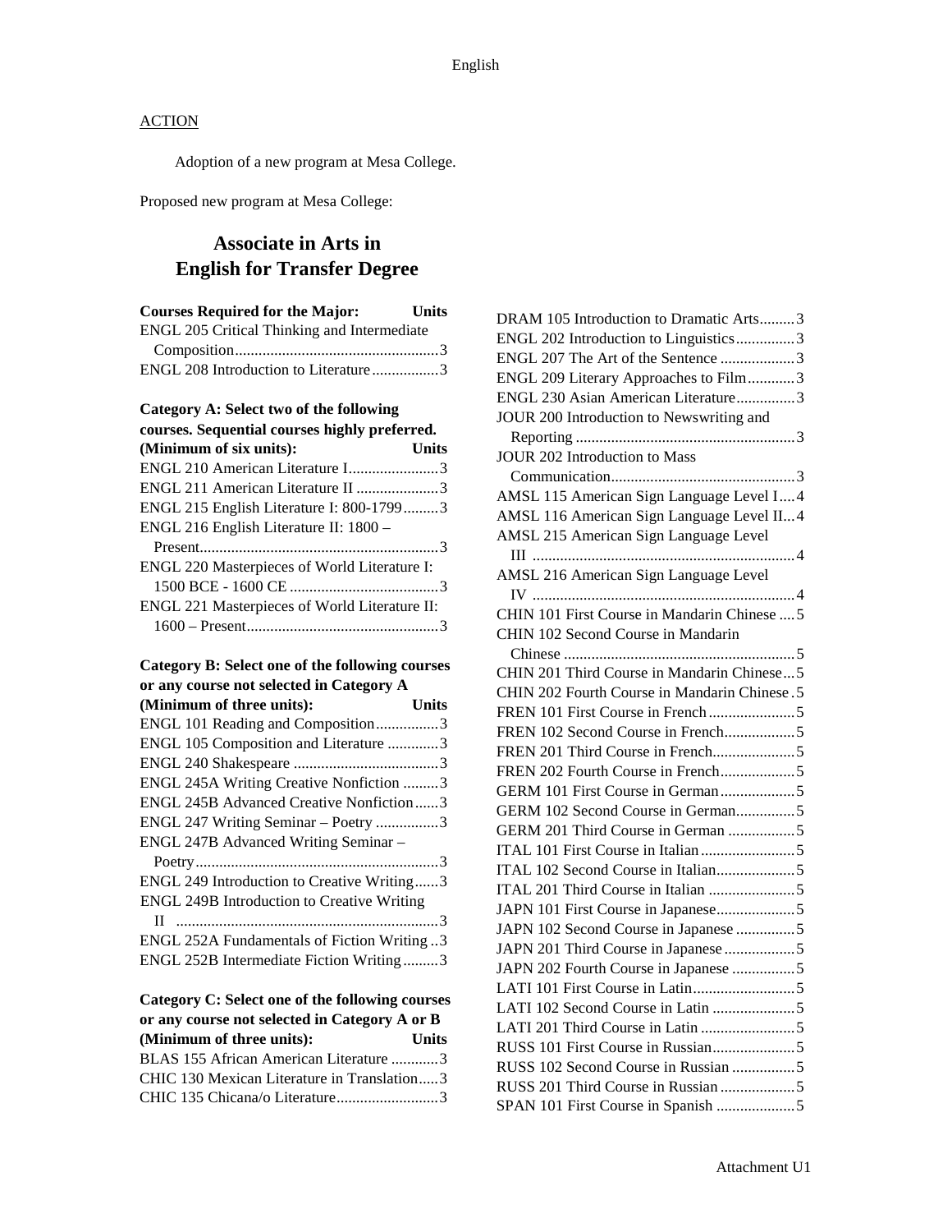ACTION

Adoption of a new program at Mesa College.

Proposed new program at Mesa College:

## Associate in Arts in English for Transfer Degree

| Courses Required for the Major: | Units |
|---|---|
| ENGL 205 Critical Thinking and Intermediate Composition | 3 |
| ENGL 208 Introduction to Literature | 3 |

| Category A: Select two of the following courses. Sequential courses highly preferred. (Minimum of six units): | Units |
|---|---|
| ENGL 210 American Literature I | 3 |
| ENGL 211 American Literature II | 3 |
| ENGL 215 English Literature I: 800-1799 | 3 |
| ENGL 216 English Literature II: 1800 – Present | 3 |
| ENGL 220 Masterpieces of World Literature I: 1500 BCE - 1600 CE | 3 |
| ENGL 221 Masterpieces of World Literature II: 1600 – Present | 3 |

| Category B: Select one of the following courses or any course not selected in Category A (Minimum of three units): | Units |
|---|---|
| ENGL 101 Reading and Composition | 3 |
| ENGL 105 Composition and Literature | 3 |
| ENGL 240 Shakespeare | 3 |
| ENGL 245A Writing Creative Nonfiction | 3 |
| ENGL 245B Advanced Creative Nonfiction | 3 |
| ENGL 247 Writing Seminar – Poetry | 3 |
| ENGL 247B Advanced Writing Seminar – Poetry | 3 |
| ENGL 249 Introduction to Creative Writing | 3 |
| ENGL 249B Introduction to Creative Writing II | 3 |
| ENGL 252A Fundamentals of Fiction Writing | 3 |
| ENGL 252B Intermediate Fiction Writing | 3 |

| Category C: Select one of the following courses or any course not selected in Category A or B (Minimum of three units): | Units |
|---|---|
| BLAS 155 African American Literature | 3 |
| CHIC 130 Mexican Literature in Translation | 3 |
| CHIC 135 Chicana/o Literature | 3 |
| DRAM 105 Introduction to Dramatic Arts | 3 |
| ENGL 202 Introduction to Linguistics | 3 |
| ENGL 207 The Art of the Sentence | 3 |
| ENGL 209 Literary Approaches to Film | 3 |
| ENGL 230 Asian American Literature | 3 |
| JOUR 200 Introduction to Newswriting and Reporting | 3 |
| JOUR 202 Introduction to Mass Communication | 3 |
| AMSL 115 American Sign Language Level I | 4 |
| AMSL 116 American Sign Language Level II | 4 |
| AMSL 215 American Sign Language Level III | 4 |
| AMSL 216 American Sign Language Level IV | 4 |
| CHIN 101 First Course in Mandarin Chinese | 5 |
| CHIN 102 Second Course in Mandarin Chinese | 5 |
| CHIN 201 Third Course in Mandarin Chinese | 5 |
| CHIN 202 Fourth Course in Mandarin Chinese | 5 |
| FREN 101 First Course in French | 5 |
| FREN 102 Second Course in French | 5 |
| FREN 201 Third Course in French | 5 |
| FREN 202 Fourth Course in French | 5 |
| GERM 101 First Course in German | 5 |
| GERM 102 Second Course in German | 5 |
| GERM 201 Third Course in German | 5 |
| ITAL 101 First Course in Italian | 5 |
| ITAL 102 Second Course in Italian | 5 |
| ITAL 201 Third Course in Italian | 5 |
| JAPN 101 First Course in Japanese | 5 |
| JAPN 102 Second Course in Japanese | 5 |
| JAPN 201 Third Course in Japanese | 5 |
| JAPN 202 Fourth Course in Japanese | 5 |
| LATI 101 First Course in Latin | 5 |
| LATI 102 Second Course in Latin | 5 |
| LATI 201 Third Course in Latin | 5 |
| RUSS 101 First Course in Russian | 5 |
| RUSS 102 Second Course in Russian | 5 |
| RUSS 201 Third Course in Russian | 5 |
| SPAN 101 First Course in Spanish | 5 |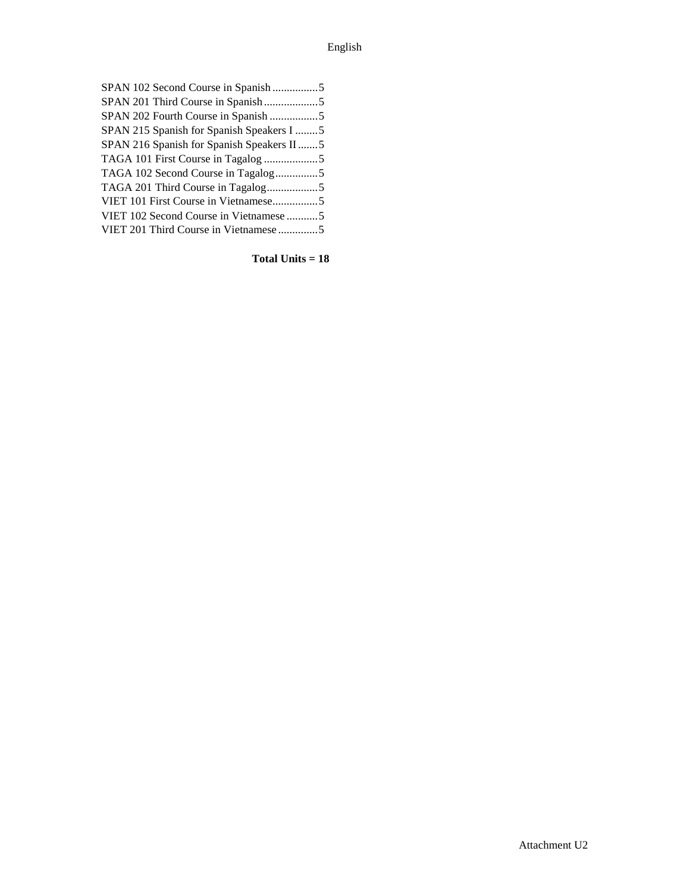SPAN 102 Second Course in Spanish ................5
SPAN 201 Third Course in Spanish ...................5
SPAN 202 Fourth Course in Spanish .................5
SPAN 215 Spanish for Spanish Speakers I ........5
SPAN 216 Spanish for Spanish Speakers II .......5
TAGA 101 First Course in Tagalog ...................5
TAGA 102 Second Course in Tagalog...............5
TAGA 201 Third Course in Tagalog..................5
VIET 101 First Course in Vietnamese................5
VIET 102 Second Course in Vietnamese ...........5
VIET 201 Third Course in Vietnamese ..............5

**Total Units = 18**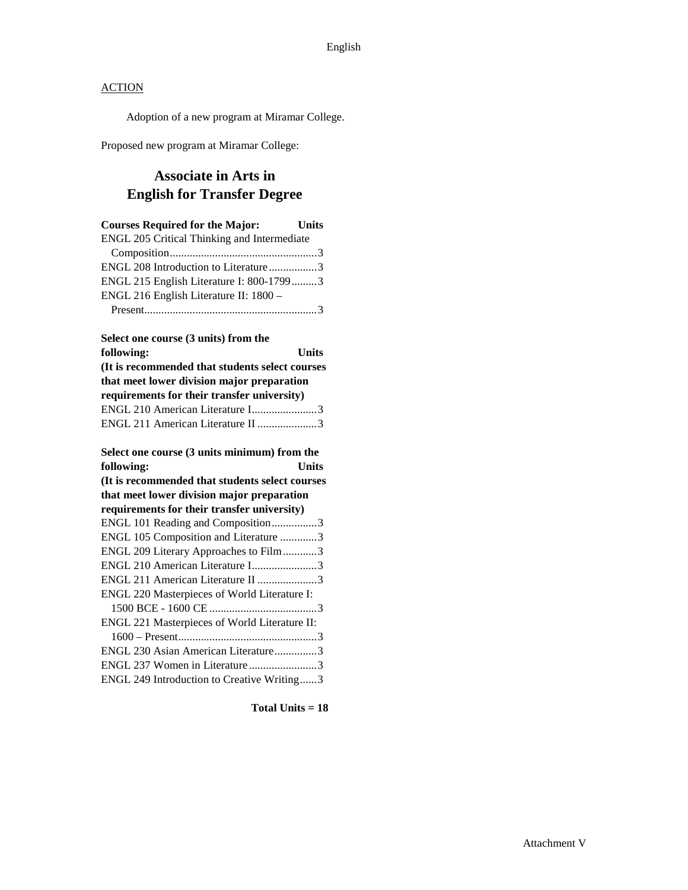ACTION

Adoption of a new program at Miramar College.

Proposed new program at Miramar College:

## Associate in Arts in English for Transfer Degree

| Courses Required for the Major: | Units |
|---|---|
| ENGL 205 Critical Thinking and Intermediate Composition | 3 |
| ENGL 208 Introduction to Literature | 3 |
| ENGL 215 English Literature I: 800-1799 | 3 |
| ENGL 216 English Literature II: 1800 – Present | 3 |

| Select one course (3 units) from the following: (It is recommended that students select courses that meet lower division major preparation requirements for their transfer university) | Units |
|---|---|
| ENGL 210 American Literature I | 3 |
| ENGL 211 American Literature II | 3 |

| Select one course (3 units minimum) from the following: (It is recommended that students select courses that meet lower division major preparation requirements for their transfer university) | Units |
|---|---|
| ENGL 101 Reading and Composition | 3 |
| ENGL 105 Composition and Literature | 3 |
| ENGL 209 Literary Approaches to Film | 3 |
| ENGL 210 American Literature I | 3 |
| ENGL 211 American Literature II | 3 |
| ENGL 220 Masterpieces of World Literature I: 1500 BCE - 1600 CE | 3 |
| ENGL 221 Masterpieces of World Literature II: 1600 – Present | 3 |
| ENGL 230 Asian American Literature | 3 |
| ENGL 237 Women in Literature | 3 |
| ENGL 249 Introduction to Creative Writing | 3 |

**Total Units = 18**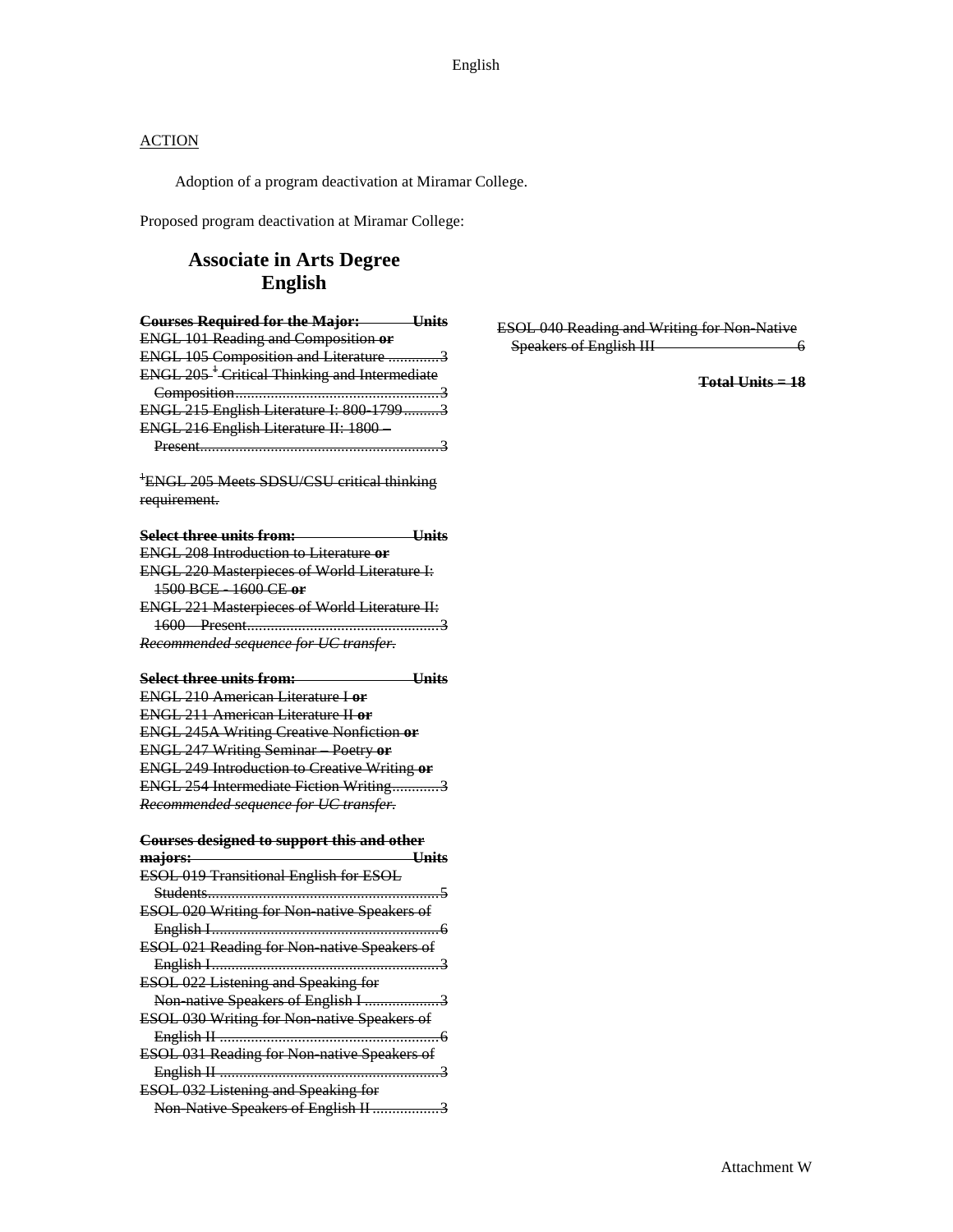## ACTION

Adoption of a program deactivation at Miramar College.

Proposed program deactivation at Miramar College:

# ~~Associate in Arts Degree English~~

| **Courses Required for the Major:** | **Units** |
|---|---|
| ~~ENGL 101 Reading and Composition~~ **or** | |
| ~~ENGL 105 Composition and Literature~~ | ~~3~~ |
| ~~ENGL 205[1] Critical Thinking and Intermediate Composition~~ | ~~3~~ |
| ~~ENGL 215 English Literature I: 800-1799~~ | ~~3~~ |
| ~~ENGL 216 English Literature II: 1800 – Present~~ | ~~3~~ |

~~[1]ENGL 205 Meets SDSU/CSU critical thinking requirement.~~

| **Select three units from:** | **Units** |
|---|---|
| ~~ENGL 208 Introduction to Literature~~ **or** | |
| ~~ENGL 220 Masterpieces of World Literature I: 1500 BCE - 1600 CE~~ **or** | |
| ~~ENGL 221 Masterpieces of World Literature II: 1600 – Present~~ | ~~3~~ |

*~~Recommended sequence for UC transfer.~~*

| **Select three units from:** | **Units** |
|---|---|
| ~~ENGL 210 American Literature I~~ **or** | |
| ~~ENGL 211 American Literature II~~ **or** | |
| ~~ENGL 245A Writing Creative Nonfiction~~ **or** | |
| ~~ENGL 247 Writing Seminar – Poetry~~ **or** | |
| ~~ENGL 249 Introduction to Creative Writing~~ **or** | |
| ~~ENGL 254 Intermediate Fiction Writing~~ | ~~3~~ |

*~~Recommended sequence for UC transfer.~~*

| **Courses designed to support this and other majors:** | **Units** |
|---|---|
| ~~ESOL 019 Transitional English for ESOL Students~~ | ~~5~~ |
| ~~ESOL 020 Writing for Non-native Speakers of English I~~ | ~~6~~ |
| ~~ESOL 021 Reading for Non-native Speakers of English I~~ | ~~3~~ |
| ~~ESOL 022 Listening and Speaking for Non-native Speakers of English I~~ | ~~3~~ |
| ~~ESOL 030 Writing for Non-native Speakers of English II~~ | ~~6~~ |
| ~~ESOL 031 Reading for Non-native Speakers of English II~~ | ~~3~~ |
| ~~ESOL 032 Listening and Speaking for Non-Native Speakers of English II~~ | ~~3~~ |
| ~~ESOL 040 Reading and Writing for Non-Native Speakers of English III~~ | ~~6~~ |

**~~Total Units = 18~~**

Attachment W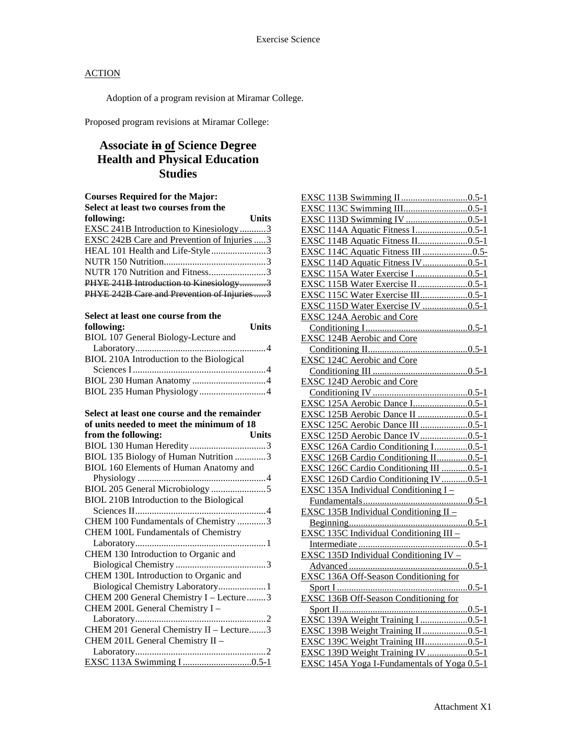## ACTION

Adoption of a program revision at Miramar College.

Proposed program revisions at Miramar College:

# Associate ~~in~~ <u>of</u> Science Degree Health and Physical Education Studies

**Courses Required for the Major:**

**Select at least two courses from the following:**

| Course | Units |
|---|---|
| <u>EXSC 241B Introduction to Kinesiology</u> | <u>3</u> |
| <u>EXSC 242B Care and Prevention of Injuries</u> | <u>3</u> |
| HEAL 101 Health and Life-Style | 3 |
| NUTR 150 Nutrition | 3 |
| NUTR 170 Nutrition and Fitness | 3 |
| ~~PHYE 241B Introduction to Kinesiology~~ | ~~3~~ |
| ~~PHYE 242B Care and Prevention of Injuries~~ | ~~3~~ |

**Select at least one course from the following:**

| Course | Units |
|---|---|
| BIOL 107 General Biology-Lecture and Laboratory | 4 |
| BIOL 210A Introduction to the Biological Sciences I | 4 |
| BIOL 230 Human Anatomy | 4 |
| BIOL 235 Human Physiology | 4 |

**Select at least one course and the remainder of units needed to meet the minimum of 18 from the following:**

| Course | Units |
|---|---|
| BIOL 130 Human Heredity | 3 |
| BIOL 135 Biology of Human Nutrition | 3 |
| BIOL 160 Elements of Human Anatomy and Physiology | 4 |
| BIOL 205 General Microbiology | 5 |
| BIOL 210B Introduction to the Biological Sciences II | 4 |
| CHEM 100 Fundamentals of Chemistry | 3 |
| CHEM 100L Fundamentals of Chemistry Laboratory | 1 |
| CHEM 130 Introduction to Organic and Biological Chemistry | 3 |
| CHEM 130L Introduction to Organic and Biological Chemistry Laboratory | 1 |
| CHEM 200 General Chemistry I – Lecture | 3 |
| CHEM 200L General Chemistry I – Laboratory | 2 |
| CHEM 201 General Chemistry II – Lecture | 3 |
| CHEM 201L General Chemistry II – Laboratory | 2 |
| <u>EXSC 113A Swimming I</u> | <u>0.5-1</u> |
| <u>EXSC 113B Swimming II</u> | <u>0.5-1</u> |
| <u>EXSC 113C Swimming III</u> | <u>0.5-1</u> |
| <u>EXSC 113D Swimming IV</u> | <u>0.5-1</u> |
| <u>EXSC 114A Aquatic Fitness I</u> | <u>0.5-1</u> |
| <u>EXSC 114B Aquatic Fitness II</u> | <u>0.5-1</u> |
| <u>EXSC 114C Aquatic Fitness III</u> | <u>0.5-</u> |
| <u>EXSC 114D Aquatic Fitness IV</u> | <u>0.5-1</u> |
| <u>EXSC 115A Water Exercise I</u> | <u>0.5-1</u> |
| <u>EXSC 115B Water Exercise II</u> | <u>0.5-1</u> |
| <u>EXSC 115C Water Exercise III</u> | <u>0.5-1</u> |
| <u>EXSC 115D Water Exercise IV</u> | <u>0.5-1</u> |
| <u>EXSC 124A Aerobic and Core Conditioning I</u> | <u>0.5-1</u> |
| <u>EXSC 124B Aerobic and Core Conditioning II</u> | <u>0.5-1</u> |
| <u>EXSC 124C Aerobic and Core Conditioning III</u> | <u>0.5-1</u> |
| <u>EXSC 124D Aerobic and Core Conditioning IV</u> | <u>0.5-1</u> |
| <u>EXSC 125A Aerobic Dance I</u> | <u>0.5-1</u> |
| <u>EXSC 125B Aerobic Dance II</u> | <u>0.5-1</u> |
| <u>EXSC 125C Aerobic Dance III</u> | <u>0.5-1</u> |
| <u>EXSC 125D Aerobic Dance IV</u> | <u>0.5-1</u> |
| <u>EXSC 126A Cardio Conditioning I</u> | <u>0.5-1</u> |
| <u>EXSC 126B Cardio Conditioning II</u> | <u>0.5-1</u> |
| <u>EXSC 126C Cardio Conditioning III</u> | <u>0.5-1</u> |
| <u>EXSC 126D Cardio Conditioning IV</u> | <u>0.5-1</u> |
| <u>EXSC 135A Individual Conditioning I – Fundamentals</u> | <u>0.5-1</u> |
| <u>EXSC 135B Individual Conditioning II – Beginning</u> | <u>0.5-1</u> |
| <u>EXSC 135C Individual Conditioning III – Intermediate</u> | <u>0.5-1</u> |
| <u>EXSC 135D Individual Conditioning IV – Advanced</u> | <u>0.5-1</u> |
| <u>EXSC 136A Off-Season Conditioning for Sport I</u> | <u>0.5-1</u> |
| <u>EXSC 136B Off-Season Conditioning for Sport II</u> | <u>0.5-1</u> |
| <u>EXSC 139A Weight Training I</u> | <u>0.5-1</u> |
| <u>EXSC 139B Weight Training II</u> | <u>0.5-1</u> |
| <u>EXSC 139C Weight Training III</u> | <u>0.5-1</u> |
| <u>EXSC 139D Weight Training IV</u> | <u>0.5-1</u> |
| <u>EXSC 145A Yoga I-Fundamentals of Yoga</u> | <u>0.5-1</u> |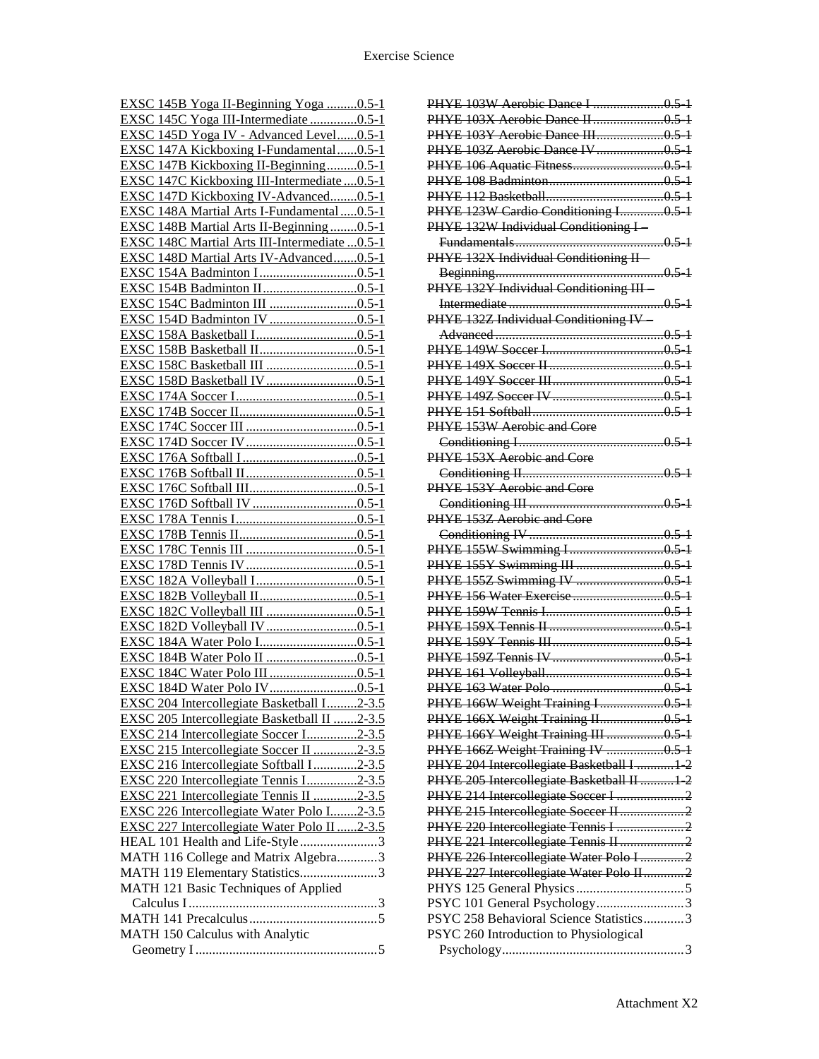<u>EXSC 145B Yoga II-Beginning Yoga .........0.5-1</u>
<u>EXSC 145C Yoga III-Intermediate ..............0.5-1</u>
<u>EXSC 145D Yoga IV - Advanced Level......0.5-1</u>
<u>EXSC 147A Kickboxing I-Fundamental......0.5-1</u>
<u>EXSC 147B Kickboxing II-Beginning.........0.5-1</u>
<u>EXSC 147C Kickboxing III-Intermediate ....0.5-1</u>
<u>EXSC 147D Kickboxing IV-Advanced........0.5-1</u>
<u>EXSC 148A Martial Arts I-Fundamental .....0.5-1</u>
<u>EXSC 148B Martial Arts II-Beginning ........0.5-1</u>
<u>EXSC 148C Martial Arts III-Intermediate ...0.5-1</u>
<u>EXSC 148D Martial Arts IV-Advanced.......0.5-1</u>
<u>EXSC 154A Badminton I.............................0.5-1</u>
<u>EXSC 154B Badminton II............................0.5-1</u>
<u>EXSC 154C Badminton III ..........................0.5-1</u>
<u>EXSC 154D Badminton IV ..........................0.5-1</u>
<u>EXSC 158A Basketball I..............................0.5-1</u>
<u>EXSC 158B Basketball II.............................0.5-1</u>
<u>EXSC 158C Basketball III ...........................0.5-1</u>
<u>EXSC 158D Basketball IV ...........................0.5-1</u>
<u>EXSC 174A Soccer I....................................0.5-1</u>
<u>EXSC 174B Soccer II...................................0.5-1</u>
<u>EXSC 174C Soccer III .................................0.5-1</u>
<u>EXSC 174D Soccer IV .................................0.5-1</u>
<u>EXSC 176A Softball I ..................................0.5-1</u>
<u>EXSC 176B Softball II .................................0.5-1</u>
<u>EXSC 176C Softball III................................0.5-1</u>
<u>EXSC 176D Softball IV ...............................0.5-1</u>
<u>EXSC 178A Tennis I....................................0.5-1</u>
<u>EXSC 178B Tennis II...................................0.5-1</u>
<u>EXSC 178C Tennis III .................................0.5-1</u>
<u>EXSC 178D Tennis IV .................................0.5-1</u>
<u>EXSC 182A Volleyball I..............................0.5-1</u>
<u>EXSC 182B Volleyball II.............................0.5-1</u>
<u>EXSC 182C Volleyball III ...........................0.5-1</u>
<u>EXSC 182D Volleyball IV ...........................0.5-1</u>
<u>EXSC 184A Water Polo I.............................0.5-1</u>
<u>EXSC 184B Water Polo II ...........................0.5-1</u>
<u>EXSC 184C Water Polo III ..........................0.5-1</u>
<u>EXSC 184D Water Polo IV..........................0.5-1</u>
<u>EXSC 204 Intercollegiate Basketball I.........2-3.5</u>
<u>EXSC 205 Intercollegiate Basketball II .......2-3.5</u>
<u>EXSC 214 Intercollegiate Soccer I...............2-3.5</u>
<u>EXSC 215 Intercollegiate Soccer II .............2-3.5</u>
<u>EXSC 216 Intercollegiate Softball I .............2-3.5</u>
<u>EXSC 220 Intercollegiate Tennis I...............2-3.5</u>
<u>EXSC 221 Intercollegiate Tennis II .............2-3.5</u>
<u>EXSC 226 Intercollegiate Water Polo I........2-3.5</u>
<u>EXSC 227 Intercollegiate Water Polo II ......2-3.5</u>
HEAL 101 Health and Life-Style .......................3
MATH 116 College and Matrix Algebra............3
MATH 119 Elementary Statistics.......................3
MATH 121 Basic Techniques of Applied Calculus I .........................................................3
MATH 141 Precalculus......................................5
MATH 150 Calculus with Analytic Geometry I ......................................................5

~~PHYE 103W Aerobic Dance I ......................0.5-1~~
~~PHYE 103X Aerobic Dance II......................0.5-1~~
~~PHYE 103Y Aerobic Dance III.....................0.5-1~~
~~PHYE 103Z Aerobic Dance IV.....................0.5-1~~
~~PHYE 106 Aquatic Fitness............................0.5-1~~
~~PHYE 108 Badminton...................................0.5-1~~
~~PHYE 112 Basketball....................................0.5-1~~
~~PHYE 123W Cardio Conditioning I..............0.5-1~~
~~PHYE 132W Individual Conditioning I – Fundamentals..............................................0.5-1~~
~~PHYE 132X Individual Conditioning II – Beginning...................................................0.5-1~~
~~PHYE 132Y Individual Conditioning III – Intermediate ..............................................0.5-1~~
~~PHYE 132Z Individual Conditioning IV – Advanced ..................................................0.5-1~~
~~PHYE 149W Soccer I....................................0.5-1~~
~~PHYE 149X Soccer II ...................................0.5-1~~
~~PHYE 149Y Soccer III..................................0.5-1~~
~~PHYE 149Z Soccer IV ..................................0.5-1~~
~~PHYE 151 Softball........................................0.5-1~~
~~PHYE 153W Aerobic and Core Conditioning I............................................0.5-1~~
~~PHYE 153X Aerobic and Core Conditioning II...........................................0.5-1~~
~~PHYE 153Y Aerobic and Core Conditioning III .........................................0.5-1~~
~~PHYE 153Z Aerobic and Core Conditioning IV .........................................0.5-1~~
~~PHYE 155W Swimming I .............................0.5-1~~
~~PHYE 155Y Swimming III ...........................0.5-1~~
~~PHYE 155Z Swimming IV ...........................0.5-1~~
~~PHYE 156 Water Exercise ............................0.5-1~~
~~PHYE 159W Tennis I....................................0.5-1~~
~~PHYE 159X Tennis II ...................................0.5-1~~
~~PHYE 159Y Tennis III..................................0.5-1~~
~~PHYE 159Z Tennis IV ..................................0.5-1~~
~~PHYE 161 Volleyball....................................0.5-1~~
~~PHYE 163 Water Polo ..................................0.5-1~~
~~PHYE 166W Weight Training I....................0.5-1~~
~~PHYE 166X Weight Training II....................0.5-1~~
~~PHYE 166Y Weight Training III ..................0.5-1~~
~~PHYE 166Z Weight Training IV ..................0.5-1~~
~~PHYE 204 Intercollegiate Basketball I ...........1-2~~
~~PHYE 205 Intercollegiate Basketball II ..........1-2~~
~~PHYE 214 Intercollegiate Soccer I .....................2~~
~~PHYE 215 Intercollegiate Soccer II ...................2~~
~~PHYE 220 Intercollegiate Tennis I .....................2~~
~~PHYE 221 Intercollegiate Tennis II ....................2~~
~~PHYE 226 Intercollegiate Water Polo I .............2~~
~~PHYE 227 Intercollegiate Water Polo II.............2~~
PHYS 125 General Physics ................................5
PSYC 101 General Psychology..........................3
PSYC 258 Behavioral Science Statistics............3
PSYC 260 Introduction to Physiological Psychology......................................................3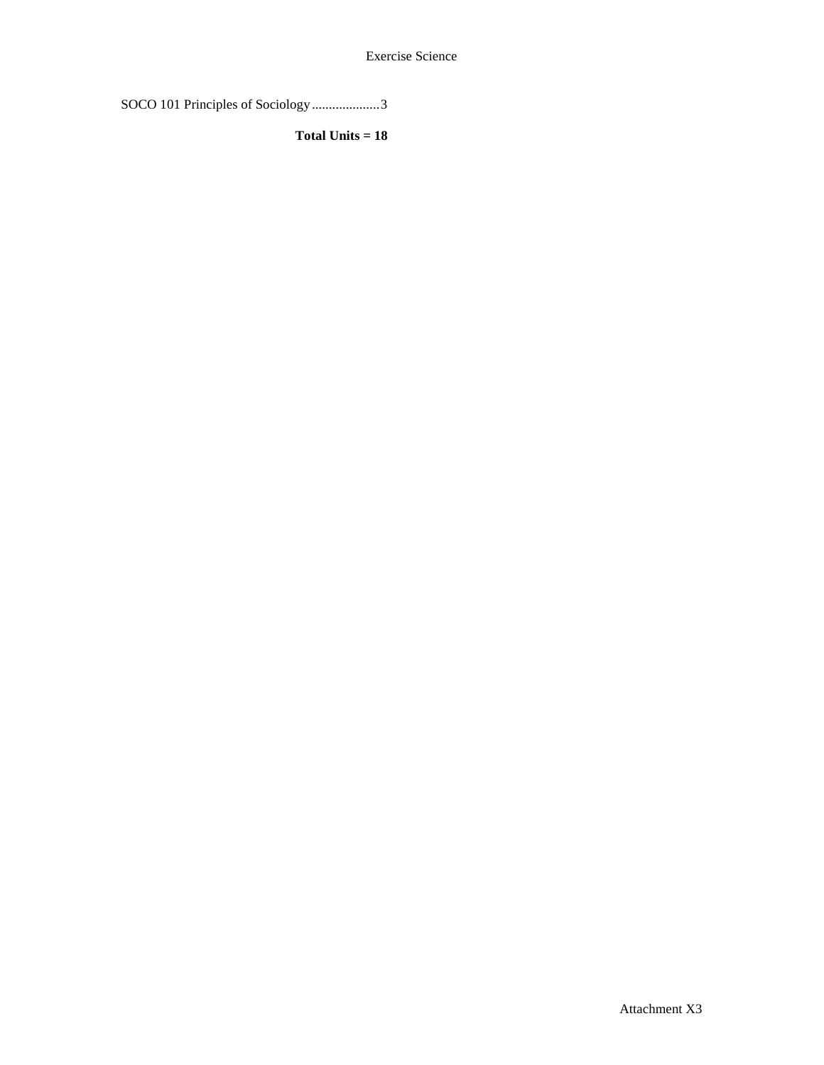SOCO 101 Principles of Sociology....................3

**Total Units = 18**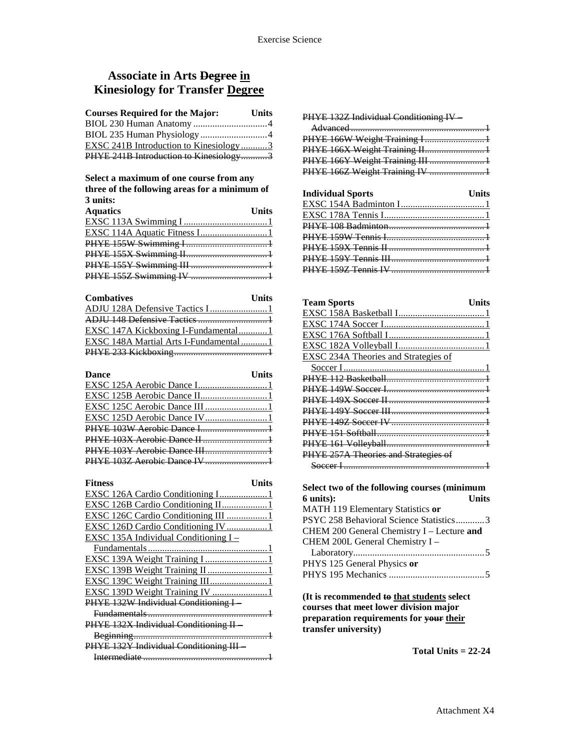# Associate in Arts ~~Degree~~ <u>in</u> Kinesiology for Transfer <u>Degree</u>

| Courses Required for the Major: | Units |
|---|---|
| BIOL 230 Human Anatomy | 4 |
| BIOL 235 Human Physiology | 4 |
| <u>EXSC 241B Introduction to Kinesiology</u> | <u>3</u> |
| ~~PHYE 241B Introduction to Kinesiology~~ | ~~3~~ |

**Select a maximum of one course from any three of the following areas for a minimum of 3 units:**

| Aquatics | Units |
|---|---|
| <u>EXSC 113A Swimming I</u> | <u>1</u> |
| <u>EXSC 114A Aquatic Fitness I</u> | <u>1</u> |
| ~~PHYE 155W Swimming I~~ | ~~1~~ |
| ~~PHYE 155X Swimming II~~ | ~~1~~ |
| ~~PHYE 155Y Swimming III~~ | ~~1~~ |
| ~~PHYE 155Z Swimming IV~~ | ~~1~~ |

| Combatives | Units |
|---|---|
| <u>ADJU 128A Defensive Tactics I</u> | <u>1</u> |
| ~~ADJU 148 Defensive Tactics~~ | ~~1~~ |
| <u>EXSC 147A Kickboxing I-Fundamental</u> | <u>1</u> |
| <u>EXSC 148A Martial Arts I-Fundamental</u> | <u>1</u> |
| ~~PHYE 233 Kickboxing~~ | ~~1~~ |

| Dance | Units |
|---|---|
| <u>EXSC 125A Aerobic Dance I</u> | <u>1</u> |
| <u>EXSC 125B Aerobic Dance II</u> | <u>1</u> |
| <u>EXSC 125C Aerobic Dance III</u> | <u>1</u> |
| <u>EXSC 125D Aerobic Dance IV</u> | <u>1</u> |
| ~~PHYE 103W Aerobic Dance I~~ | ~~1~~ |
| ~~PHYE 103X Aerobic Dance II~~ | ~~1~~ |
| ~~PHYE 103Y Aerobic Dance III~~ | ~~1~~ |
| ~~PHYE 103Z Aerobic Dance IV~~ | ~~1~~ |

| Fitness | Units |
|---|---|
| <u>EXSC 126A Cardio Conditioning I</u> | <u>1</u> |
| <u>EXSC 126B Cardio Conditioning II</u> | <u>1</u> |
| <u>EXSC 126C Cardio Conditioning III</u> | <u>1</u> |
| <u>EXSC 126D Cardio Conditioning IV</u> | <u>1</u> |
| <u>EXSC 135A Individual Conditioning I – Fundamentals</u> | <u>1</u> |
| <u>EXSC 139A Weight Training I</u> | <u>1</u> |
| <u>EXSC 139B Weight Training II</u> | <u>1</u> |
| <u>EXSC 139C Weight Training III</u> | <u>1</u> |
| <u>EXSC 139D Weight Training IV</u> | <u>1</u> |
| ~~PHYE 132W Individual Conditioning I – Fundamentals~~ | ~~1~~ |
| ~~PHYE 132X Individual Conditioning II – Beginning~~ | ~~1~~ |
| ~~PHYE 132Y Individual Conditioning III – Intermediate~~ | ~~1~~ |
| ~~PHYE 132Z Individual Conditioning IV – Advanced~~ | ~~1~~ |
| ~~PHYE 166W Weight Training I~~ | ~~1~~ |
| ~~PHYE 166X Weight Training II~~ | ~~1~~ |
| ~~PHYE 166Y Weight Training III~~ | ~~1~~ |
| ~~PHYE 166Z Weight Training IV~~ | ~~1~~ |

| Individual Sports | Units |
|---|---|
| <u>EXSC 154A Badminton I</u> | <u>1</u> |
| <u>EXSC 178A Tennis I</u> | <u>1</u> |
| ~~PHYE 108 Badminton~~ | ~~1~~ |
| ~~PHYE 159W Tennis I~~ | ~~1~~ |
| ~~PHYE 159X Tennis II~~ | ~~1~~ |
| ~~PHYE 159Y Tennis III~~ | ~~1~~ |
| ~~PHYE 159Z Tennis IV~~ | ~~1~~ |

| Team Sports | Units |
|---|---|
| <u>EXSC 158A Basketball I</u> | <u>1</u> |
| <u>EXSC 174A Soccer I</u> | <u>1</u> |
| <u>EXSC 176A Softball I</u> | <u>1</u> |
| <u>EXSC 182A Volleyball I</u> | <u>1</u> |
| <u>EXSC 234A Theories and Strategies of Soccer I</u> | <u>1</u> |
| ~~PHYE 112 Basketball~~ | ~~1~~ |
| ~~PHYE 149W Soccer I~~ | ~~1~~ |
| ~~PHYE 149X Soccer II~~ | ~~1~~ |
| ~~PHYE 149Y Soccer III~~ | ~~1~~ |
| ~~PHYE 149Z Soccer IV~~ | ~~1~~ |
| ~~PHYE 151 Softball~~ | ~~1~~ |
| ~~PHYE 161 Volleyball~~ | ~~1~~ |
| ~~PHYE 257A Theories and Strategies of Soccer I~~ | ~~1~~ |

| Select two of the following courses (minimum 6 units): | Units |
|---|---|
| MATH 119 Elementary Statistics **or** PSYC 258 Behavioral Science Statistics | 3 |
| CHEM 200 General Chemistry I – Lecture **and** CHEM 200L General Chemistry I – Laboratory | 5 |
| PHYS 125 General Physics **or** PHYS 195 Mechanics | 5 |

**(It is recommended ~~to~~ <u>that students</u> select courses that meet lower division major preparation requirements for ~~your~~ <u>their</u> transfer university)**

**Total Units = 22-24**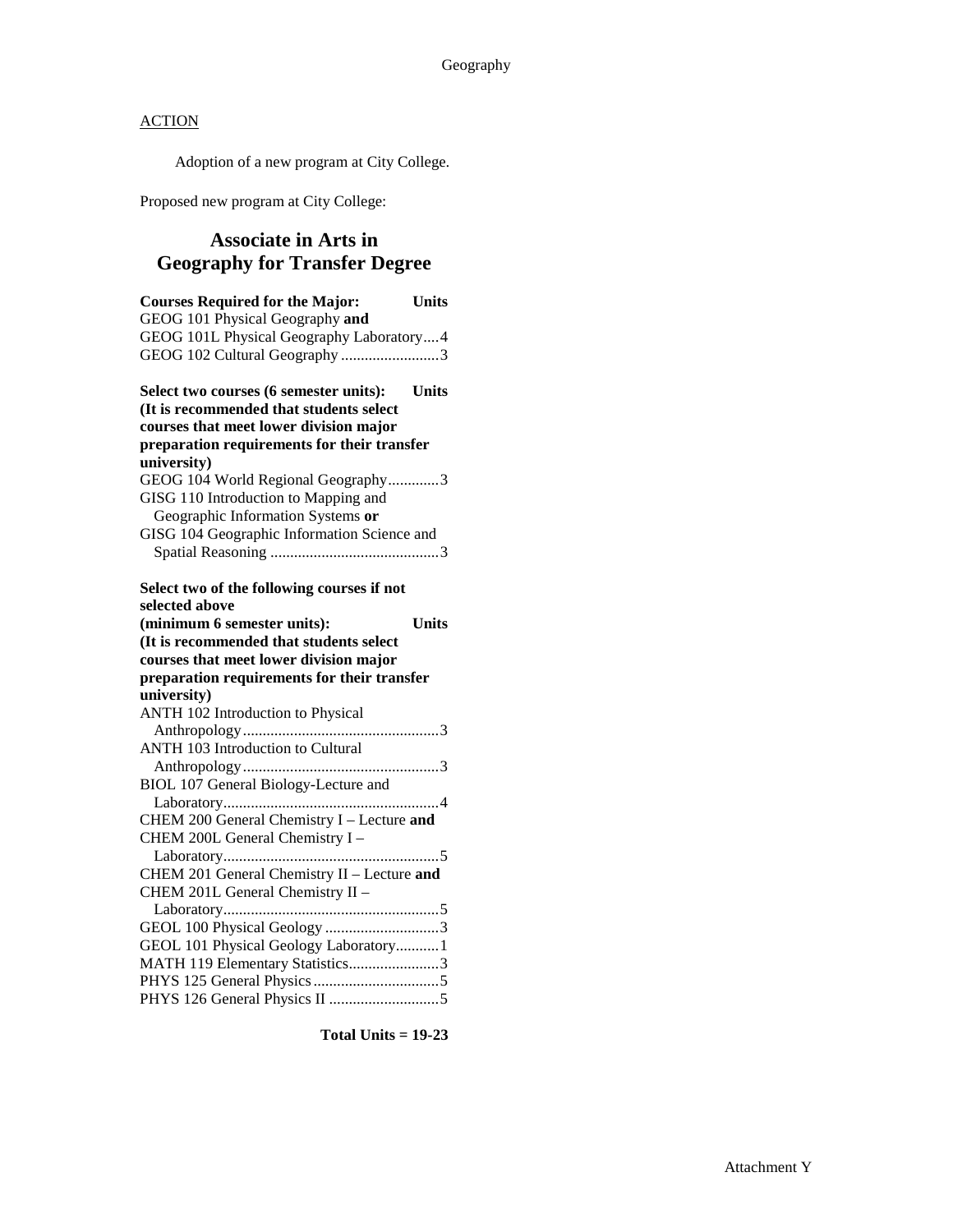ACTION

Adoption of a new program at City College.

Proposed new program at City College:

# Associate in Arts in Geography for Transfer Degree

| Courses Required for the Major: | Units |
|---|---|
| GEOG 101 Physical Geography **and** GEOG 101L Physical Geography Laboratory | 4 |
| GEOG 102 Cultural Geography | 3 |

| Select two courses (6 semester units): (It is recommended that students select courses that meet lower division major preparation requirements for their transfer university) | Units |
|---|---|
| GEOG 104 World Regional Geography | 3 |
| GISG 110 Introduction to Mapping and Geographic Information Systems **or** GISG 104 Geographic Information Science and Spatial Reasoning | 3 |

| Select two of the following courses if not selected above (minimum 6 semester units): (It is recommended that students select courses that meet lower division major preparation requirements for their transfer university) | Units |
|---|---|
| ANTH 102 Introduction to Physical Anthropology | 3 |
| ANTH 103 Introduction to Cultural Anthropology | 3 |
| BIOL 107 General Biology-Lecture and Laboratory | 4 |
| CHEM 200 General Chemistry I – Lecture **and** CHEM 200L General Chemistry I – Laboratory | 5 |
| CHEM 201 General Chemistry II – Lecture **and** CHEM 201L General Chemistry II – Laboratory | 5 |
| GEOL 100 Physical Geology | 3 |
| GEOL 101 Physical Geology Laboratory | 1 |
| MATH 119 Elementary Statistics | 3 |
| PHYS 125 General Physics | 5 |
| PHYS 126 General Physics II | 5 |

**Total Units = 19-23**

Attachment Y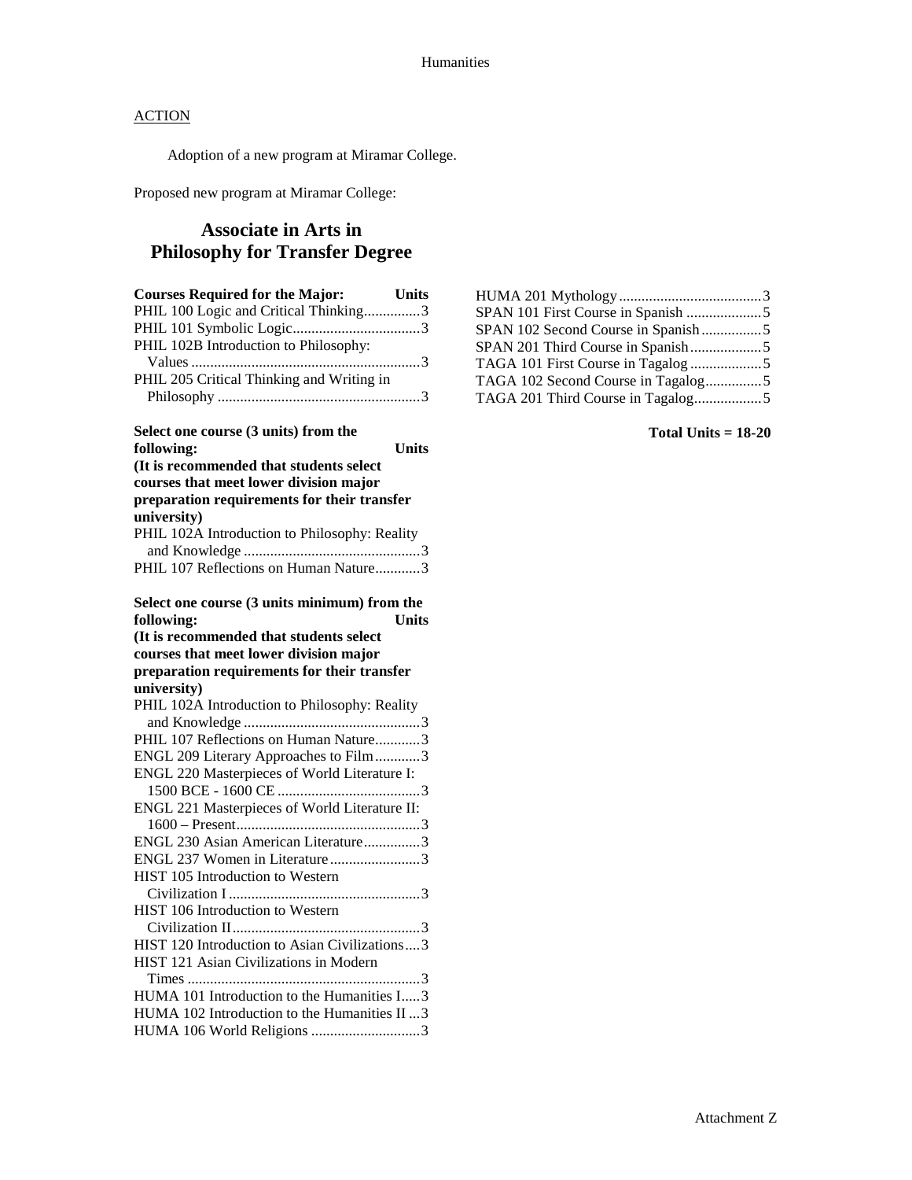## ACTION

Adoption of a new program at Miramar College.

Proposed new program at Miramar College:

# Associate in Arts in Philosophy for Transfer Degree

| Courses Required for the Major: | Units |
|---|---|
| PHIL 100 Logic and Critical Thinking | 3 |
| PHIL 101 Symbolic Logic | 3 |
| PHIL 102B Introduction to Philosophy: Values | 3 |
| PHIL 205 Critical Thinking and Writing in Philosophy | 3 |

**Select one course (3 units) from the following:** **Units**
**(It is recommended that students select courses that meet lower division major preparation requirements for their transfer university)**

| Course | Units |
|---|---|
| PHIL 102A Introduction to Philosophy: Reality and Knowledge | 3 |
| PHIL 107 Reflections on Human Nature | 3 |

**Select one course (3 units minimum) from the following:** **Units**
**(It is recommended that students select courses that meet lower division major preparation requirements for their transfer university)**

| Course | Units |
|---|---|
| PHIL 102A Introduction to Philosophy: Reality and Knowledge | 3 |
| PHIL 107 Reflections on Human Nature | 3 |
| ENGL 209 Literary Approaches to Film | 3 |
| ENGL 220 Masterpieces of World Literature I: 1500 BCE - 1600 CE | 3 |
| ENGL 221 Masterpieces of World Literature II: 1600 – Present | 3 |
| ENGL 230 Asian American Literature | 3 |
| ENGL 237 Women in Literature | 3 |
| HIST 105 Introduction to Western Civilization I | 3 |
| HIST 106 Introduction to Western Civilization II | 3 |
| HIST 120 Introduction to Asian Civilizations | 3 |
| HIST 121 Asian Civilizations in Modern Times | 3 |
| HUMA 101 Introduction to the Humanities I | 3 |
| HUMA 102 Introduction to the Humanities II | 3 |
| HUMA 106 World Religions | 3 |
| HUMA 201 Mythology | 3 |
| SPAN 101 First Course in Spanish | 5 |
| SPAN 102 Second Course in Spanish | 5 |
| SPAN 201 Third Course in Spanish | 5 |
| TAGA 101 First Course in Tagalog | 5 |
| TAGA 102 Second Course in Tagalog | 5 |
| TAGA 201 Third Course in Tagalog | 5 |

**Total Units = 18-20**

Attachment Z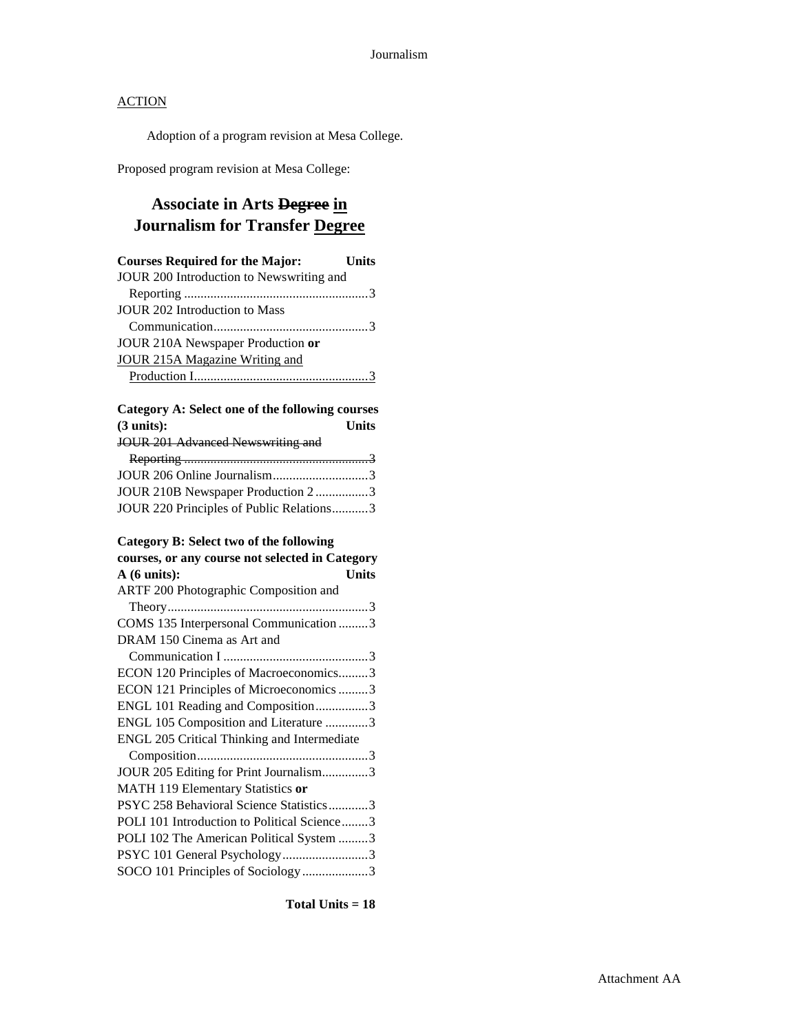## ACTION

Adoption of a program revision at Mesa College.

Proposed program revision at Mesa College:

# Associate in Arts ~~Degree~~ <u>in</u> Journalism for Transfer <u>Degree</u>

| Courses Required for the Major: | Units |
|---|---|
| JOUR 200 Introduction to Newswriting and Reporting | 3 |
| JOUR 202 Introduction to Mass Communication | 3 |
| JOUR 210A Newspaper Production **or** <u>JOUR 215A Magazine Writing and Production I</u> | 3 |

| Category A: Select one of the following courses (3 units): | Units |
|---|---|
| ~~JOUR 201 Advanced Newswriting and Reporting~~ | ~~3~~ |
| JOUR 206 Online Journalism | 3 |
| JOUR 210B Newspaper Production 2 | 3 |
| JOUR 220 Principles of Public Relations | 3 |

| Category B: Select two of the following courses, or any course not selected in Category A (6 units): | Units |
|---|---|
| ARTF 200 Photographic Composition and Theory | 3 |
| COMS 135 Interpersonal Communication | 3 |
| DRAM 150 Cinema as Art and Communication I | 3 |
| ECON 120 Principles of Macroeconomics | 3 |
| ECON 121 Principles of Microeconomics | 3 |
| ENGL 101 Reading and Composition | 3 |
| ENGL 105 Composition and Literature | 3 |
| ENGL 205 Critical Thinking and Intermediate Composition | 3 |
| JOUR 205 Editing for Print Journalism | 3 |
| MATH 119 Elementary Statistics **or** PSYC 258 Behavioral Science Statistics | 3 |
| POLI 101 Introduction to Political Science | 3 |
| POLI 102 The American Political System | 3 |
| PSYC 101 General Psychology | 3 |
| SOCO 101 Principles of Sociology | 3 |

**Total Units = 18**

Attachment AA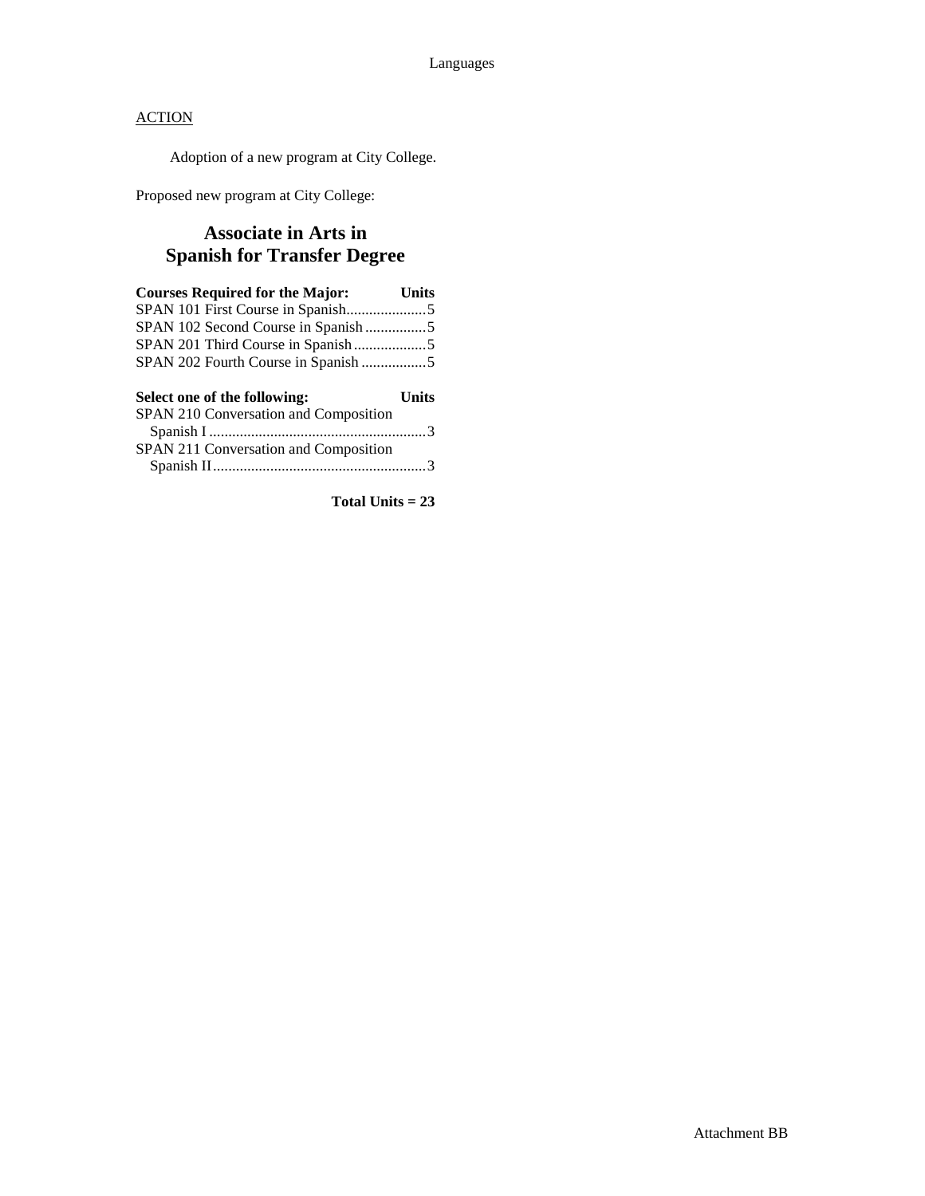ACTION

Adoption of a new program at City College.

Proposed new program at City College:

## Associate in Arts in Spanish for Transfer Degree

| Courses Required for the Major: | Units |
|---|---|
| SPAN 101 First Course in Spanish | 5 |
| SPAN 102 Second Course in Spanish | 5 |
| SPAN 201 Third Course in Spanish | 5 |
| SPAN 202 Fourth Course in Spanish | 5 |

| Select one of the following: | Units |
|---|---|
| SPAN 210 Conversation and Composition Spanish I | 3 |
| SPAN 211 Conversation and Composition Spanish II | 3 |

**Total Units = 23**

Attachment BB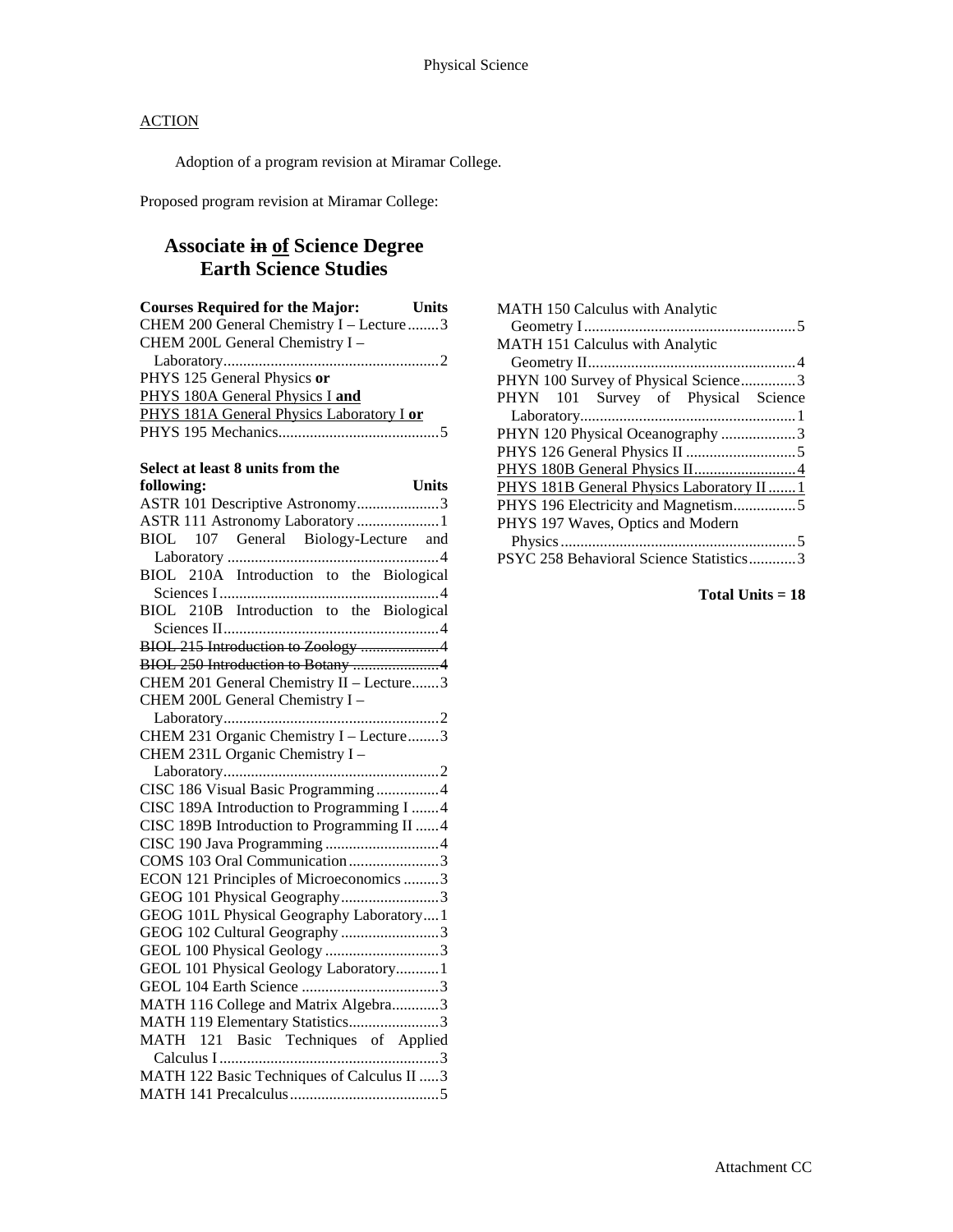Physical Science

<u>ACTION</u>

Adoption of a program revision at Miramar College.

Proposed program revision at Miramar College:

## Associate ~~in~~ <u>of</u> Science Degree Earth Science Studies

| **Courses Required for the Major:** | **Units** |
|---|---|
| CHEM 200 General Chemistry I – Lecture | 3 |
| CHEM 200L General Chemistry I – Laboratory | 2 |
| PHYS 125 General Physics **or** <u>PHYS 180A General Physics I **and** PHYS 181A General Physics Laboratory I **or**</u> PHYS 195 Mechanics | 5 |

| **Select at least 8 units from the following:** | **Units** |
|---|---|
| ASTR 101 Descriptive Astronomy | 3 |
| ASTR 111 Astronomy Laboratory | 1 |
| BIOL 107 General Biology-Lecture and Laboratory | 4 |
| BIOL 210A Introduction to the Biological Sciences I | 4 |
| BIOL 210B Introduction to the Biological Sciences II | 4 |
| ~~BIOL 215 Introduction to Zoology~~ | ~~4~~ |
| ~~BIOL 250 Introduction to Botany~~ | ~~4~~ |
| CHEM 201 General Chemistry II – Lecture | 3 |
| CHEM 200L General Chemistry I – Laboratory | 2 |
| CHEM 231 Organic Chemistry I – Lecture | 3 |
| CHEM 231L Organic Chemistry I – Laboratory | 2 |
| CISC 186 Visual Basic Programming | 4 |
| CISC 189A Introduction to Programming I | 4 |
| CISC 189B Introduction to Programming II | 4 |
| CISC 190 Java Programming | 4 |
| COMS 103 Oral Communication | 3 |
| ECON 121 Principles of Microeconomics | 3 |
| GEOG 101 Physical Geography | 3 |
| GEOG 101L Physical Geography Laboratory | 1 |
| GEOG 102 Cultural Geography | 3 |
| GEOL 100 Physical Geology | 3 |
| GEOL 101 Physical Geology Laboratory | 1 |
| GEOL 104 Earth Science | 3 |
| MATH 116 College and Matrix Algebra | 3 |
| MATH 119 Elementary Statistics | 3 |
| MATH 121 Basic Techniques of Applied Calculus I | 3 |
| MATH 122 Basic Techniques of Calculus II | 3 |
| MATH 141 Precalculus | 5 |
| MATH 150 Calculus with Analytic Geometry I | 5 |
| MATH 151 Calculus with Analytic Geometry II | 4 |
| PHYN 100 Survey of Physical Science | 3 |
| PHYN 101 Survey of Physical Science Laboratory | 1 |
| PHYN 120 Physical Oceanography | 3 |
| PHYS 126 General Physics II | 5 |
| <u>PHYS 180B General Physics II</u> | <u>4</u> |
| <u>PHYS 181B General Physics Laboratory II</u> | <u>1</u> |
| PHYS 196 Electricity and Magnetism | 5 |
| PHYS 197 Waves, Optics and Modern Physics | 5 |
| PSYC 258 Behavioral Science Statistics | 3 |

**Total Units = 18**

Attachment CC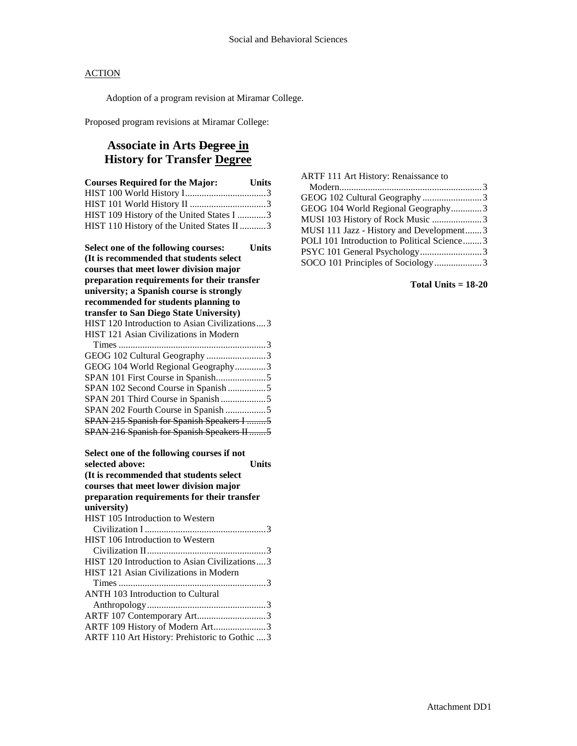Social and Behavioral Sciences

ACTION

Adoption of a program revision at Miramar College.

Proposed program revisions at Miramar College:

## Associate in Arts ~~Degree~~ in History for Transfer Degree

| Courses Required for the Major: | Units |
|---|---|
| HIST 100 World History I | 3 |
| HIST 101 World History II | 3 |
| HIST 109 History of the United States I | 3 |
| HIST 110 History of the United States II | 3 |

**Select one of the following courses: Units**
**(It is recommended that students select courses that meet lower division major preparation requirements for their transfer university; a Spanish course is strongly recommended for students planning to transfer to San Diego State University)**

| Course | Units |
|---|---|
| HIST 120 Introduction to Asian Civilizations | 3 |
| HIST 121 Asian Civilizations in Modern Times | 3 |
| GEOG 102 Cultural Geography | 3 |
| GEOG 104 World Regional Geography | 3 |
| SPAN 101 First Course in Spanish | 5 |
| SPAN 102 Second Course in Spanish | 5 |
| SPAN 201 Third Course in Spanish | 5 |
| SPAN 202 Fourth Course in Spanish | 5 |
| ~~SPAN 215 Spanish for Spanish Speakers I~~ | ~~5~~ |
| ~~SPAN 216 Spanish for Spanish Speakers II~~ | ~~5~~ |

**Select one of the following courses if not selected above: Units**
**(It is recommended that students select courses that meet lower division major preparation requirements for their transfer university)**

| Course | Units |
|---|---|
| HIST 105 Introduction to Western Civilization I | 3 |
| HIST 106 Introduction to Western Civilization II | 3 |
| HIST 120 Introduction to Asian Civilizations | 3 |
| HIST 121 Asian Civilizations in Modern Times | 3 |
| ANTH 103 Introduction to Cultural Anthropology | 3 |
| ARTF 107 Contemporary Art | 3 |
| ARTF 109 History of Modern Art | 3 |
| ARTF 110 Art History: Prehistoric to Gothic | 3 |
| ARTF 111 Art History: Renaissance to Modern | 3 |
| GEOG 102 Cultural Geography | 3 |
| GEOG 104 World Regional Geography | 3 |
| MUSI 103 History of Rock Music | 3 |
| MUSI 111 Jazz - History and Development | 3 |
| POLI 101 Introduction to Political Science | 3 |
| PSYC 101 General Psychology | 3 |
| SOCO 101 Principles of Sociology | 3 |

**Total Units = 18-20**

Attachment DD1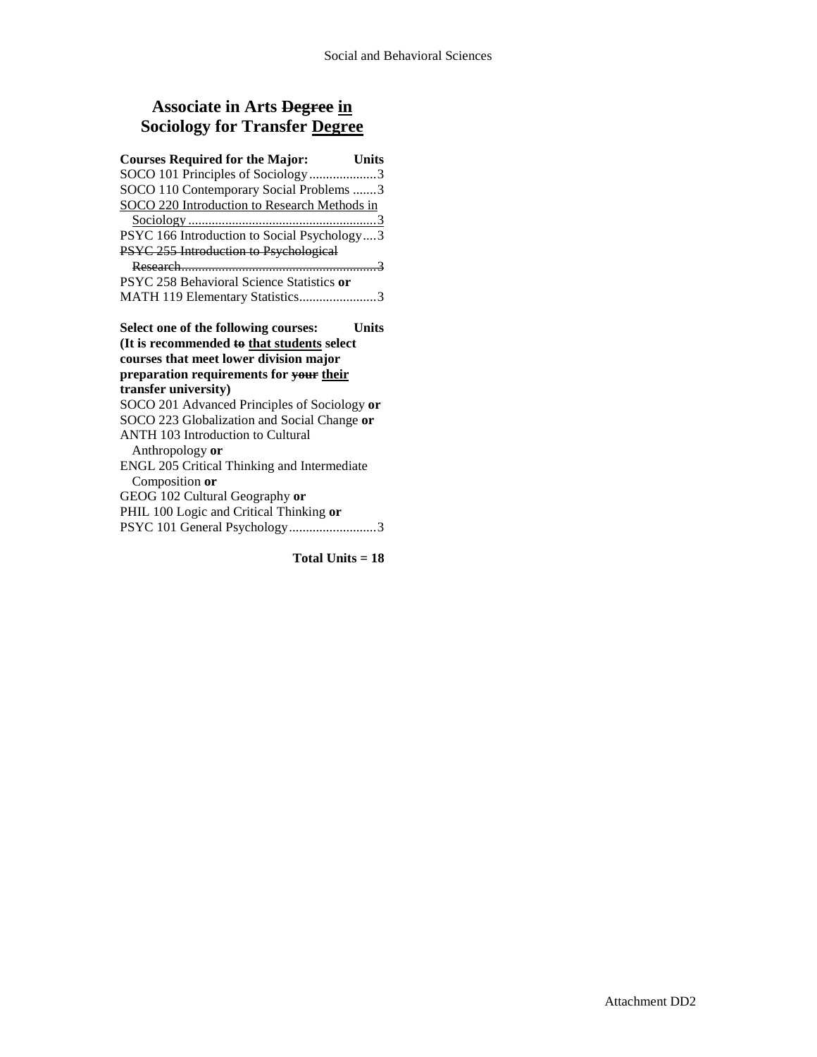# Associate in Arts ~~Degree~~ <u>in</u> Sociology for Transfer <u>Degree</u>

| Courses Required for the Major: | Units |
|---|---|
| SOCO 101 Principles of Sociology | 3 |
| SOCO 110 Contemporary Social Problems | 3 |
| <u>SOCO 220 Introduction to Research Methods in Sociology</u> | <u>3</u> |
| PSYC 166 Introduction to Social Psychology | 3 |
| ~~PSYC 255 Introduction to Psychological Research~~ | ~~3~~ |
| PSYC 258 Behavioral Science Statistics **or** MATH 119 Elementary Statistics | 3 |

| Select one of the following courses: (It is recommended ~~to~~ <u>that students</u> select courses that meet lower division major preparation requirements for ~~your~~ <u>their</u> transfer university) | Units |
|---|---|
| SOCO 201 Advanced Principles of Sociology **or** SOCO 223 Globalization and Social Change **or** ANTH 103 Introduction to Cultural Anthropology **or** ENGL 205 Critical Thinking and Intermediate Composition **or** GEOG 102 Cultural Geography **or** PHIL 100 Logic and Critical Thinking **or** PSYC 101 General Psychology | 3 |

**Total Units = 18**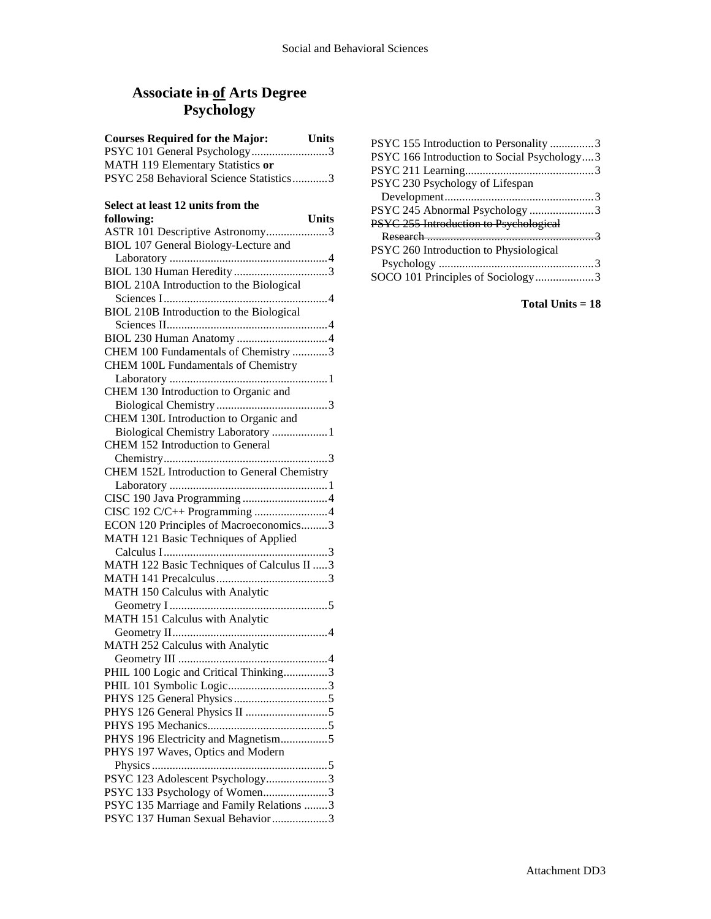# Associate ~~in~~ <u>of</u> Arts Degree
# Psychology

| Courses Required for the Major: | Units |
|---|---|
| PSYC 101 General Psychology | 3 |
| MATH 119 Elementary Statistics **or** | |
| PSYC 258 Behavioral Science Statistics | 3 |

| Select at least 12 units from the following: | Units |
|---|---|
| ASTR 101 Descriptive Astronomy | 3 |
| BIOL 107 General Biology-Lecture and Laboratory | 4 |
| BIOL 130 Human Heredity | 3 |
| BIOL 210A Introduction to the Biological Sciences I | 4 |
| BIOL 210B Introduction to the Biological Sciences II | 4 |
| BIOL 230 Human Anatomy | 4 |
| CHEM 100 Fundamentals of Chemistry | 3 |
| CHEM 100L Fundamentals of Chemistry Laboratory | 1 |
| CHEM 130 Introduction to Organic and Biological Chemistry | 3 |
| CHEM 130L Introduction to Organic and Biological Chemistry Laboratory | 1 |
| CHEM 152 Introduction to General Chemistry | 3 |
| CHEM 152L Introduction to General Chemistry Laboratory | 1 |
| CISC 190 Java Programming | 4 |
| CISC 192 C/C++ Programming | 4 |
| ECON 120 Principles of Macroeconomics | 3 |
| MATH 121 Basic Techniques of Applied Calculus I | 3 |
| MATH 122 Basic Techniques of Calculus II | 3 |
| MATH 141 Precalculus | 3 |
| MATH 150 Calculus with Analytic Geometry I | 5 |
| MATH 151 Calculus with Analytic Geometry II | 4 |
| MATH 252 Calculus with Analytic Geometry III | 4 |
| PHIL 100 Logic and Critical Thinking | 3 |
| PHIL 101 Symbolic Logic | 3 |
| PHYS 125 General Physics | 5 |
| PHYS 126 General Physics II | 5 |
| PHYS 195 Mechanics | 5 |
| PHYS 196 Electricity and Magnetism | 5 |
| PHYS 197 Waves, Optics and Modern Physics | 5 |
| PSYC 123 Adolescent Psychology | 3 |
| PSYC 133 Psychology of Women | 3 |
| PSYC 135 Marriage and Family Relations | 3 |
| PSYC 137 Human Sexual Behavior | 3 |
| PSYC 155 Introduction to Personality | 3 |
| PSYC 166 Introduction to Social Psychology | 3 |
| PSYC 211 Learning | 3 |
| PSYC 230 Psychology of Lifespan Development | 3 |
| PSYC 245 Abnormal Psychology | 3 |
| ~~PSYC 255 Introduction to Psychological Research~~ | ~~3~~ |
| PSYC 260 Introduction to Physiological Psychology | 3 |
| SOCO 101 Principles of Sociology | 3 |

**Total Units = 18**

Attachment DD3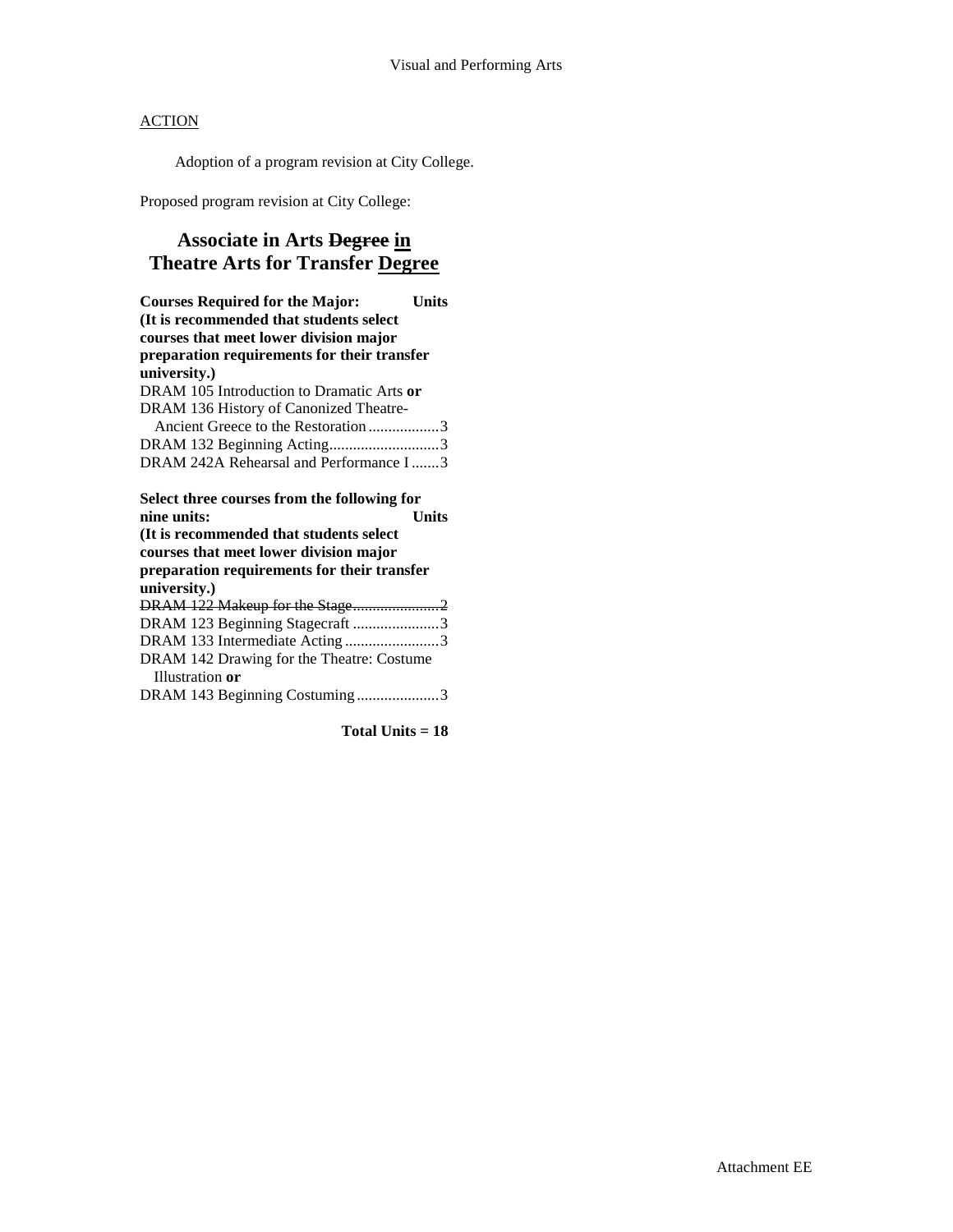ACTION

Adoption of a program revision at City College.

Proposed program revision at City College:

## Associate in Arts ~~Degree~~ <u>in</u> Theatre Arts for Transfer <u>Degree</u>

**Courses Required for the Major: Units**
**(It is recommended that students select courses that meet lower division major preparation requirements for their transfer university.)**

DRAM 105 Introduction to Dramatic Arts **or**
DRAM 136 History of Canonized Theatre-Ancient Greece to the Restoration ..................3
DRAM 132 Beginning Acting............................3
DRAM 242A Rehearsal and Performance I .......3

**Select three courses from the following for nine units: Units**
**(It is recommended that students select courses that meet lower division major preparation requirements for their transfer university.)**

~~DRAM 122 Makeup for the Stage......................2~~
DRAM 123 Beginning Stagecraft ......................3
DRAM 133 Intermediate Acting ........................3
DRAM 142 Drawing for the Theatre: Costume Illustration **or**
DRAM 143 Beginning Costuming .....................3

**Total Units = 18**

Attachment EE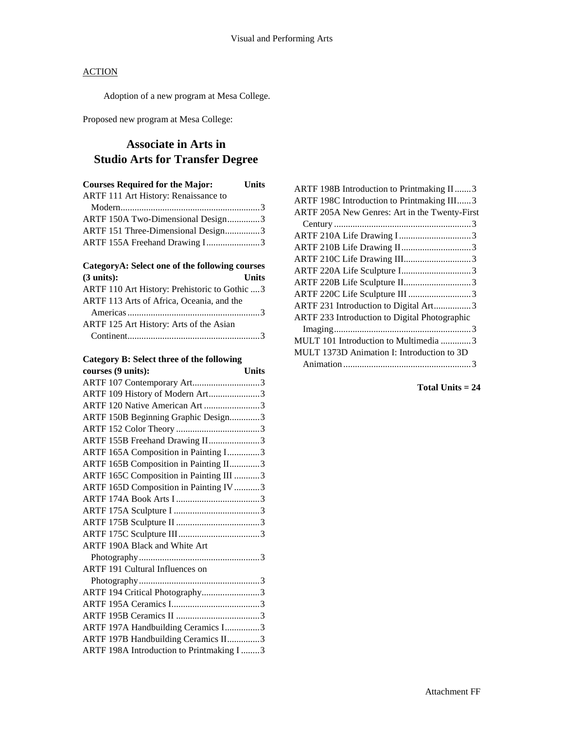ACTION

Adoption of a new program at Mesa College.

Proposed new program at Mesa College:

## Associate in Arts in Studio Arts for Transfer Degree

| Courses Required for the Major: | Units |
|---|---|
| ARTF 111 Art History: Renaissance to Modern | 3 |
| ARTF 150A Two-Dimensional Design | 3 |
| ARTF 151 Three-Dimensional Design | 3 |
| ARTF 155A Freehand Drawing I | 3 |

| CategoryA: Select one of the following courses (3 units): | Units |
|---|---|
| ARTF 110 Art History: Prehistoric to Gothic | 3 |
| ARTF 113 Arts of Africa, Oceania, and the Americas | 3 |
| ARTF 125 Art History: Arts of the Asian Continent | 3 |

| Category B: Select three of the following courses (9 units): | Units |
|---|---|
| ARTF 107 Contemporary Art | 3 |
| ARTF 109 History of Modern Art | 3 |
| ARTF 120 Native American Art | 3 |
| ARTF 150B Beginning Graphic Design | 3 |
| ARTF 152 Color Theory | 3 |
| ARTF 155B Freehand Drawing II | 3 |
| ARTF 165A Composition in Painting I | 3 |
| ARTF 165B Composition in Painting II | 3 |
| ARTF 165C Composition in Painting III | 3 |
| ARTF 165D Composition in Painting IV | 3 |
| ARTF 174A Book Arts I | 3 |
| ARTF 175A Sculpture I | 3 |
| ARTF 175B Sculpture II | 3 |
| ARTF 175C Sculpture III | 3 |
| ARTF 190A Black and White Art Photography | 3 |
| ARTF 191 Cultural Influences on Photography | 3 |
| ARTF 194 Critical Photography | 3 |
| ARTF 195A Ceramics I | 3 |
| ARTF 195B Ceramics II | 3 |
| ARTF 197A Handbuilding Ceramics I | 3 |
| ARTF 197B Handbuilding Ceramics II | 3 |
| ARTF 198A Introduction to Printmaking I | 3 |
| ARTF 198B Introduction to Printmaking II | 3 |
| ARTF 198C Introduction to Printmaking III | 3 |
| ARTF 205A New Genres: Art in the Twenty-First Century | 3 |
| ARTF 210A Life Drawing I | 3 |
| ARTF 210B Life Drawing II | 3 |
| ARTF 210C Life Drawing III | 3 |
| ARTF 220A Life Sculpture I | 3 |
| ARTF 220B Life Sculpture II | 3 |
| ARTF 220C Life Sculpture III | 3 |
| ARTF 231 Introduction to Digital Art | 3 |
| ARTF 233 Introduction to Digital Photographic Imaging | 3 |
| MULT 101 Introduction to Multimedia | 3 |
| MULT 1373D Animation I: Introduction to 3D Animation | 3 |

**Total Units = 24**

Attachment FF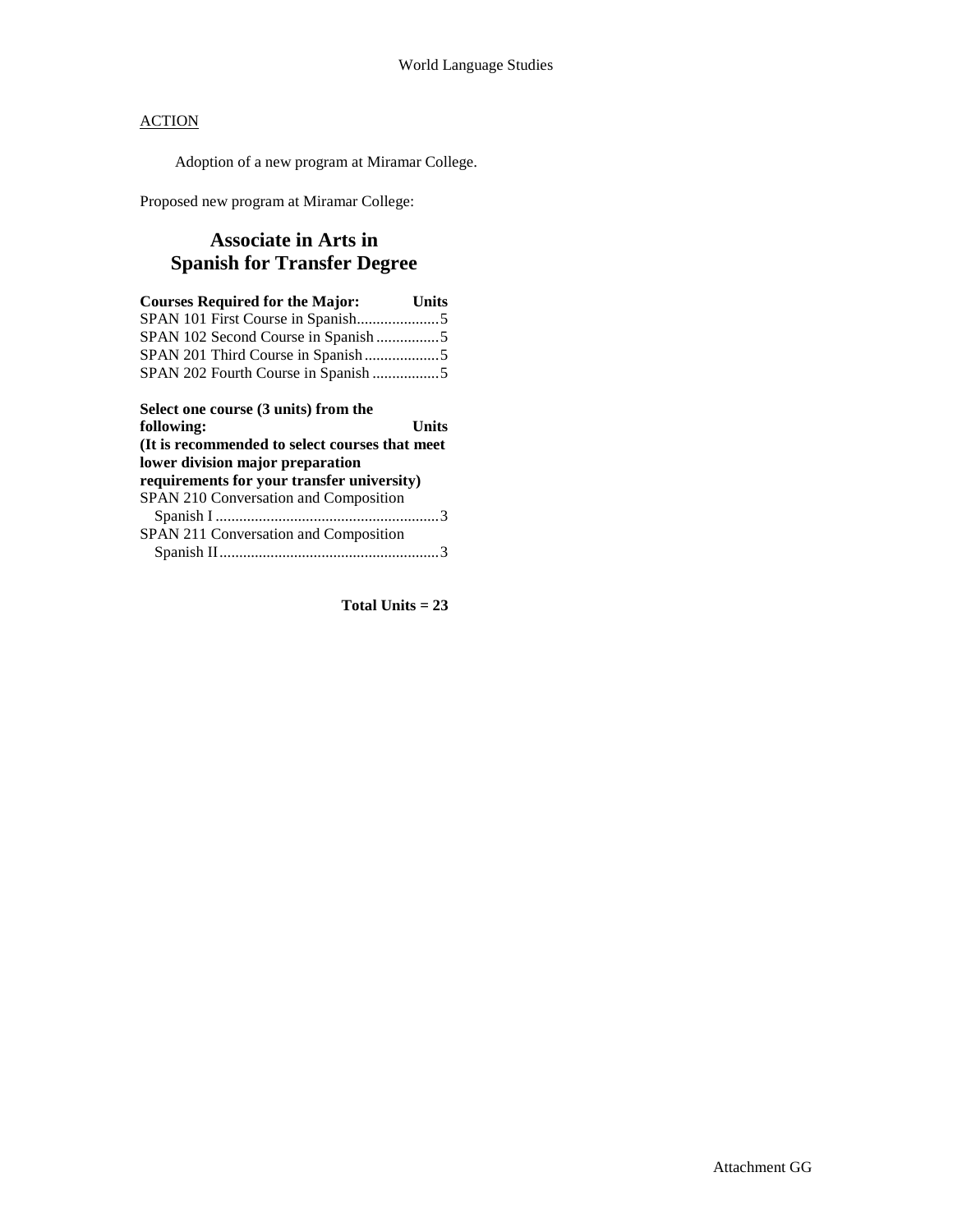ACTION

Adoption of a new program at Miramar College.

Proposed new program at Miramar College:

## Associate in Arts in Spanish for Transfer Degree

| Courses Required for the Major: | Units |
|---|---|
| SPAN 101 First Course in Spanish | 5 |
| SPAN 102 Second Course in Spanish | 5 |
| SPAN 201 Third Course in Spanish | 5 |
| SPAN 202 Fourth Course in Spanish | 5 |

**Select one course (3 units) from the following:** **Units**
**(It is recommended to select courses that meet lower division major preparation requirements for your transfer university)**

| | |
|---|---|
| SPAN 210 Conversation and Composition Spanish I | 3 |
| SPAN 211 Conversation and Composition Spanish II | 3 |

**Total Units = 23**

Attachment GG